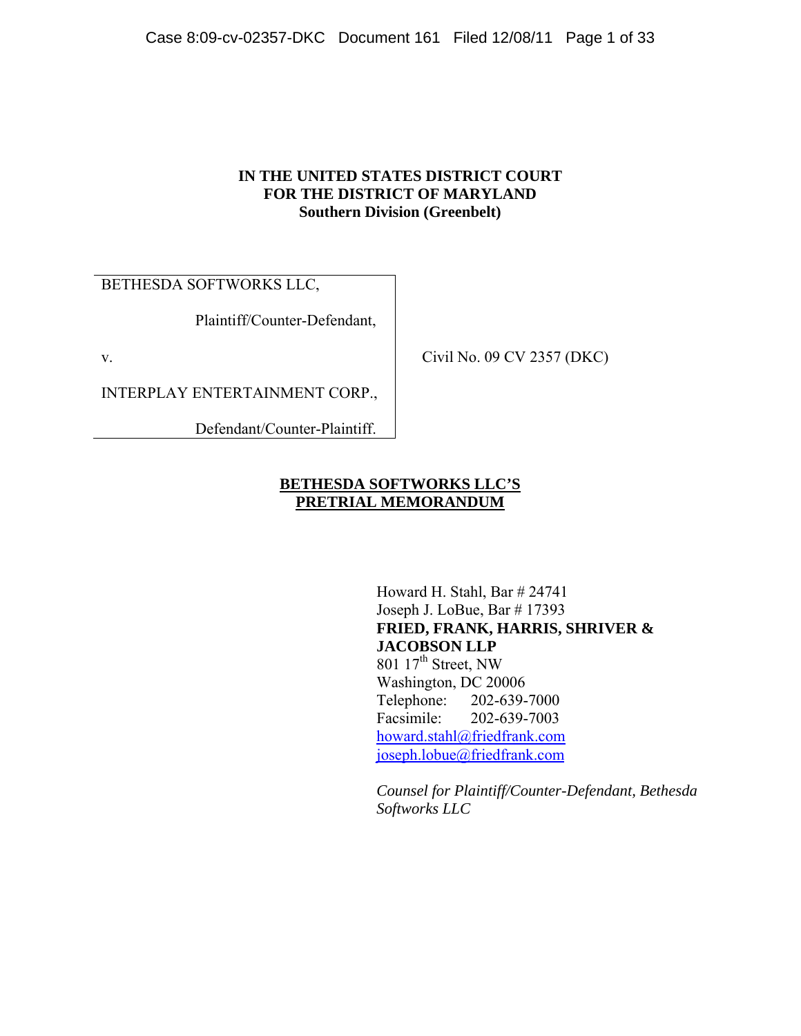**IN THE UNITED STATES DISTRICT COURT**
**FOR THE DISTRICT OF MARYLAND**
**Southern Division (Greenbelt)**

BETHESDA SOFTWORKS LLC,

Plaintiff/Counter-Defendant,

v.

INTERPLAY ENTERTAINMENT CORP.,

Defendant/Counter-Plaintiff.

Civil No. 09 CV 2357 (DKC)

**BETHESDA SOFTWORKS LLC'S**
**PRETRIAL MEMORANDUM**

Howard H. Stahl, Bar # 24741
Joseph J. LoBue, Bar # 17393
**FRIED, FRANK, HARRIS, SHRIVER & JACOBSON LLP**
801 17th Street, NW
Washington, DC 20006
Telephone: 202-639-7000
Facsimile: 202-639-7003
howard.stahl@friedfrank.com
joseph.lobue@friedfrank.com

*Counsel for Plaintiff/Counter-Defendant, Bethesda Softworks LLC*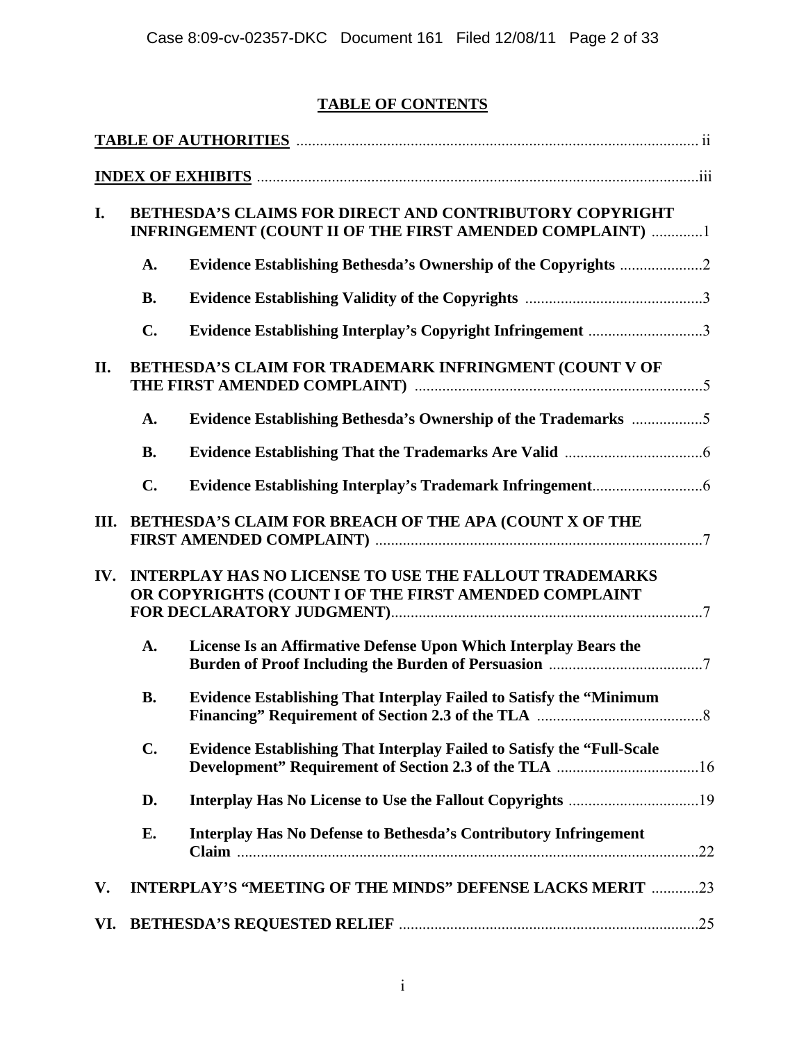# TABLE OF CONTENTS

**TABLE OF AUTHORITIES** ........ ii

**INDEX OF EXHIBITS** ........ iii

**I. BETHESDA'S CLAIMS FOR DIRECT AND CONTRIBUTORY COPYRIGHT INFRINGEMENT (COUNT II OF THE FIRST AMENDED COMPLAINT)** ........ 1

- **A. Evidence Establishing Bethesda's Ownership of the Copyrights** ........ 2
- **B. Evidence Establishing Validity of the Copyrights** ........ 3
- **C. Evidence Establishing Interplay's Copyright Infringement** ........ 3

**II. BETHESDA'S CLAIM FOR TRADEMARK INFRINGMENT (COUNT V OF THE FIRST AMENDED COMPLAINT)** ........ 5

- **A. Evidence Establishing Bethesda's Ownership of the Trademarks** ........ 5
- **B. Evidence Establishing That the Trademarks Are Valid** ........ 6
- **C. Evidence Establishing Interplay's Trademark Infringement** ........ 6

**III. BETHESDA'S CLAIM FOR BREACH OF THE APA (COUNT X OF THE FIRST AMENDED COMPLAINT)** ........ 7

**IV. INTERPLAY HAS NO LICENSE TO USE THE FALLOUT TRADEMARKS OR COPYRIGHTS (COUNT I OF THE FIRST AMENDED COMPLAINT FOR DECLARATORY JUDGMENT)** ........ 7

- **A. License Is an Affirmative Defense Upon Which Interplay Bears the Burden of Proof Including the Burden of Persuasion** ........ 7
- **B. Evidence Establishing That Interplay Failed to Satisfy the "Minimum Financing" Requirement of Section 2.3 of the TLA** ........ 8
- **C. Evidence Establishing That Interplay Failed to Satisfy the "Full-Scale Development" Requirement of Section 2.3 of the TLA** ........ 16
- **D. Interplay Has No License to Use the Fallout Copyrights** ........ 19
- **E. Interplay Has No Defense to Bethesda's Contributory Infringement Claim** ........ 22

**V. INTERPLAY'S "MEETING OF THE MINDS" DEFENSE LACKS MERIT** ........ 23

**VI. BETHESDA'S REQUESTED RELIEF** ........ 25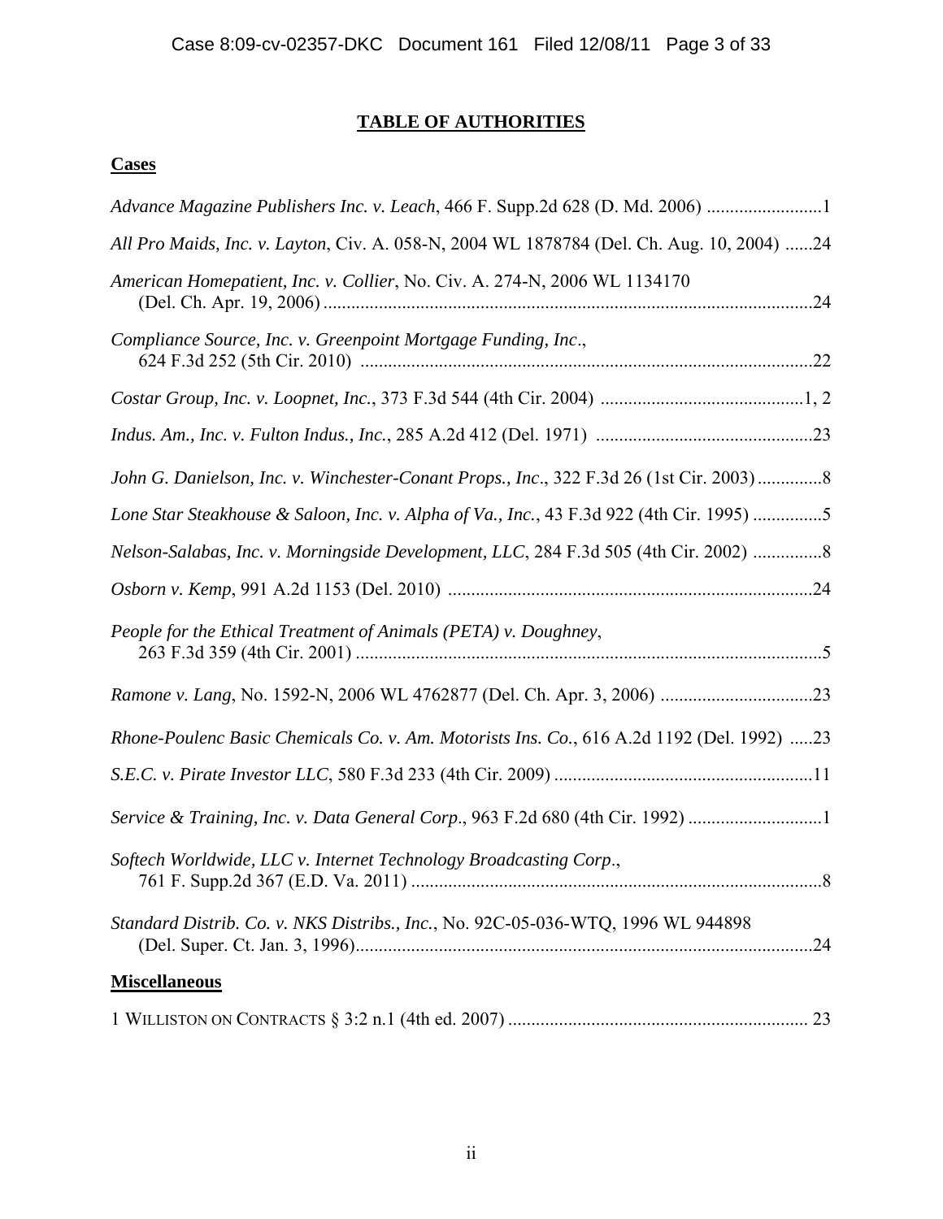# TABLE OF AUTHORITIES

## Cases

*Advance Magazine Publishers Inc. v. Leach*, 466 F. Supp.2d 628 (D. Md. 2006) .........................1

*All Pro Maids, Inc. v. Layton*, Civ. A. 058-N, 2004 WL 1878784 (Del. Ch. Aug. 10, 2004) ......24

*American Homepatient, Inc. v. Collier*, No. Civ. A. 274-N, 2006 WL 1134170 (Del. Ch. Apr. 19, 2006) ..........................................................................................................24

*Compliance Source, Inc. v. Greenpoint Mortgage Funding, Inc*., 624 F.3d 252 (5th Cir. 2010) .................................................................................................22

*Costar Group, Inc. v. Loopnet, Inc.*, 373 F.3d 544 (4th Cir. 2004) ............................................1, 2

*Indus. Am., Inc. v. Fulton Indus., Inc.*, 285 A.2d 412 (Del. 1971) ...............................................23

*John G. Danielson, Inc. v. Winchester-Conant Props., Inc*., 322 F.3d 26 (1st Cir. 2003) ..............8

*Lone Star Steakhouse & Saloon, Inc. v. Alpha of Va., Inc.*, 43 F.3d 922 (4th Cir. 1995) ...............5

*Nelson-Salabas, Inc. v. Morningside Development, LLC*, 284 F.3d 505 (4th Cir. 2002) ...............8

*Osborn v. Kemp*, 991 A.2d 1153 (Del. 2010) ..............................................................................24

*People for the Ethical Treatment of Animals (PETA) v. Doughney*, 263 F.3d 359 (4th Cir. 2001) .....................................................................................................5

*Ramone v. Lang*, No. 1592-N, 2006 WL 4762877 (Del. Ch. Apr. 3, 2006) .................................23

*Rhone-Poulenc Basic Chemicals Co. v. Am. Motorists Ins. Co.*, 616 A.2d 1192 (Del. 1992) .....23

*S.E.C. v. Pirate Investor LLC*, 580 F.3d 233 (4th Cir. 2009) ........................................................11

*Service & Training, Inc. v. Data General Corp*., 963 F.2d 680 (4th Cir. 1992) .............................1

*Softech Worldwide, LLC v. Internet Technology Broadcasting Corp*., 761 F. Supp.2d 367 (E.D. Va. 2011) .........................................................................................8

*Standard Distrib. Co. v. NKS Distribs., Inc.*, No. 92C-05-036-WTQ, 1996 WL 944898 (Del. Super. Ct. Jan. 3, 1996)...................................................................................................24

## Miscellaneous

1 WILLISTON ON CONTRACTS § 3:2 n.1 (4th ed. 2007) ................................................................ 23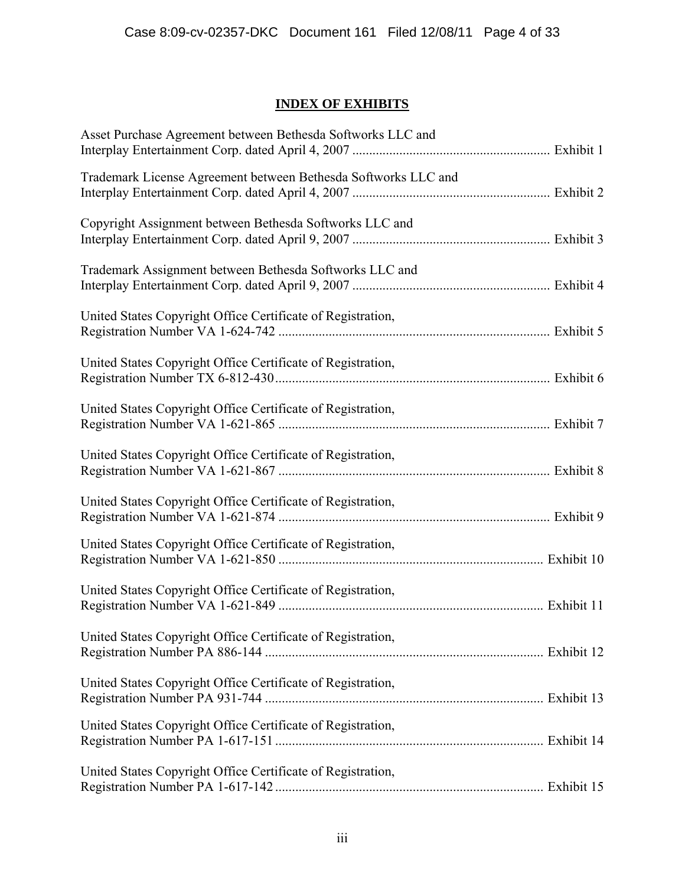# INDEX OF EXHIBITS

Asset Purchase Agreement between Bethesda Softworks LLC and Interplay Entertainment Corp. dated April 4, 2007 .......... Exhibit 1

Trademark License Agreement between Bethesda Softworks LLC and Interplay Entertainment Corp. dated April 4, 2007 .......... Exhibit 2

Copyright Assignment between Bethesda Softworks LLC and Interplay Entertainment Corp. dated April 9, 2007 .......... Exhibit 3

Trademark Assignment between Bethesda Softworks LLC and Interplay Entertainment Corp. dated April 9, 2007 .......... Exhibit 4

United States Copyright Office Certificate of Registration, Registration Number VA 1-624-742 .......... Exhibit 5

United States Copyright Office Certificate of Registration, Registration Number TX 6-812-430 .......... Exhibit 6

United States Copyright Office Certificate of Registration, Registration Number VA 1-621-865 .......... Exhibit 7

United States Copyright Office Certificate of Registration, Registration Number VA 1-621-867 .......... Exhibit 8

United States Copyright Office Certificate of Registration, Registration Number VA 1-621-874 .......... Exhibit 9

United States Copyright Office Certificate of Registration, Registration Number VA 1-621-850 .......... Exhibit 10

United States Copyright Office Certificate of Registration, Registration Number VA 1-621-849 .......... Exhibit 11

United States Copyright Office Certificate of Registration, Registration Number PA 886-144 .......... Exhibit 12

United States Copyright Office Certificate of Registration, Registration Number PA 931-744 .......... Exhibit 13

United States Copyright Office Certificate of Registration, Registration Number PA 1-617-151 .......... Exhibit 14

United States Copyright Office Certificate of Registration, Registration Number PA 1-617-142 .......... Exhibit 15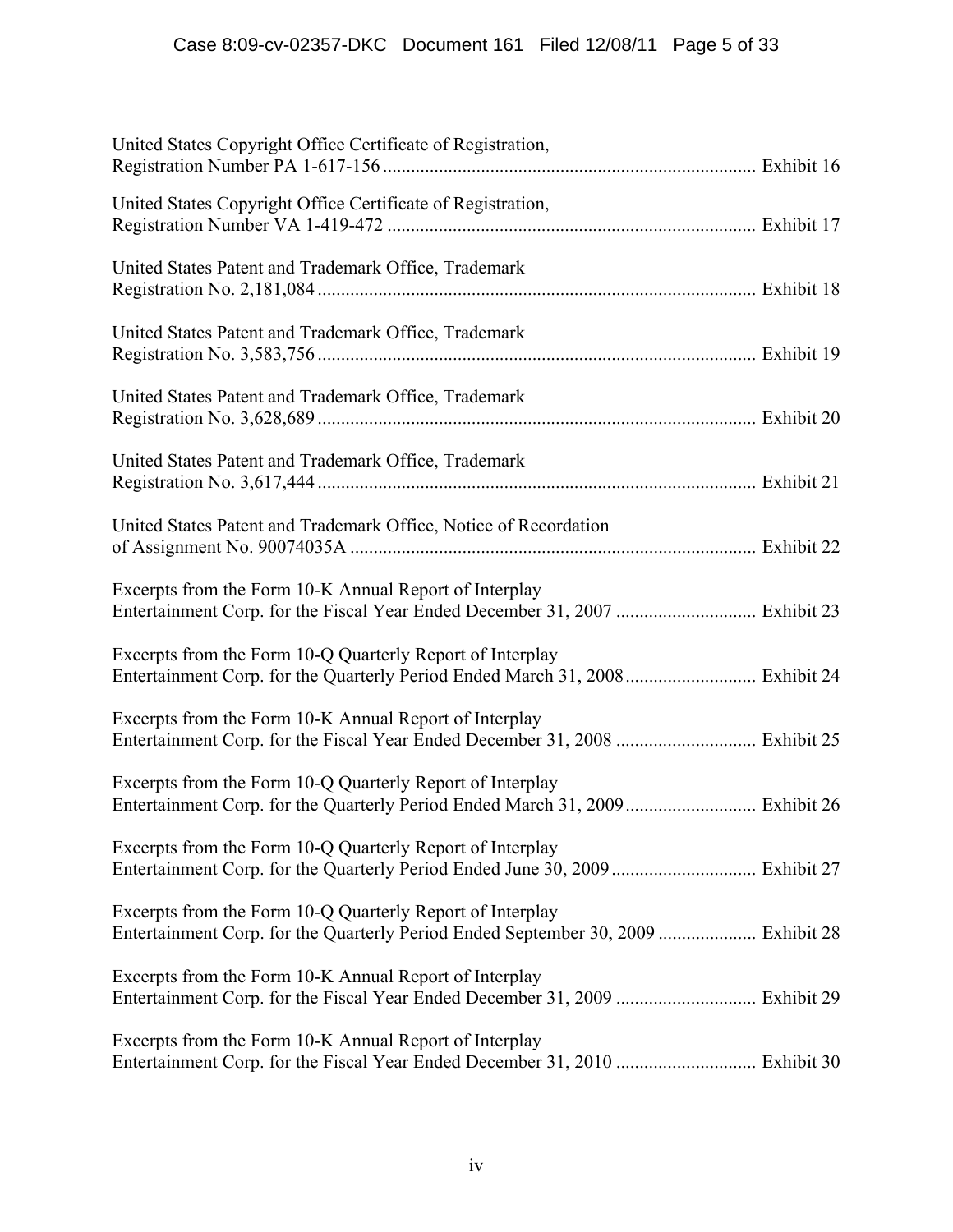United States Copyright Office Certificate of Registration, Registration Number PA 1-617-156 ................................................................................ Exhibit 16

United States Copyright Office Certificate of Registration, Registration Number VA 1-419-472 ................................................................................ Exhibit 17

United States Patent and Trademark Office, Trademark Registration No. 2,181,084 .............................................................................................. Exhibit 18

United States Patent and Trademark Office, Trademark Registration No. 3,583,756 .............................................................................................. Exhibit 19

United States Patent and Trademark Office, Trademark Registration No. 3,628,689 .............................................................................................. Exhibit 20

United States Patent and Trademark Office, Trademark Registration No. 3,617,444 .............................................................................................. Exhibit 21

United States Patent and Trademark Office, Notice of Recordation of Assignment No. 90074035A ....................................................................................... Exhibit 22

Excerpts from the Form 10-K Annual Report of Interplay Entertainment Corp. for the Fiscal Year Ended December 31, 2007 .............................. Exhibit 23

Excerpts from the Form 10-Q Quarterly Report of Interplay Entertainment Corp. for the Quarterly Period Ended March 31, 2008 ............................ Exhibit 24

Excerpts from the Form 10-K Annual Report of Interplay Entertainment Corp. for the Fiscal Year Ended December 31, 2008 .............................. Exhibit 25

Excerpts from the Form 10-Q Quarterly Report of Interplay Entertainment Corp. for the Quarterly Period Ended March 31, 2009 ............................ Exhibit 26

Excerpts from the Form 10-Q Quarterly Report of Interplay Entertainment Corp. for the Quarterly Period Ended June 30, 2009 ............................... Exhibit 27

Excerpts from the Form 10-Q Quarterly Report of Interplay Entertainment Corp. for the Quarterly Period Ended September 30, 2009 ..................... Exhibit 28

Excerpts from the Form 10-K Annual Report of Interplay Entertainment Corp. for the Fiscal Year Ended December 31, 2009 .............................. Exhibit 29

Excerpts from the Form 10-K Annual Report of Interplay Entertainment Corp. for the Fiscal Year Ended December 31, 2010 .............................. Exhibit 30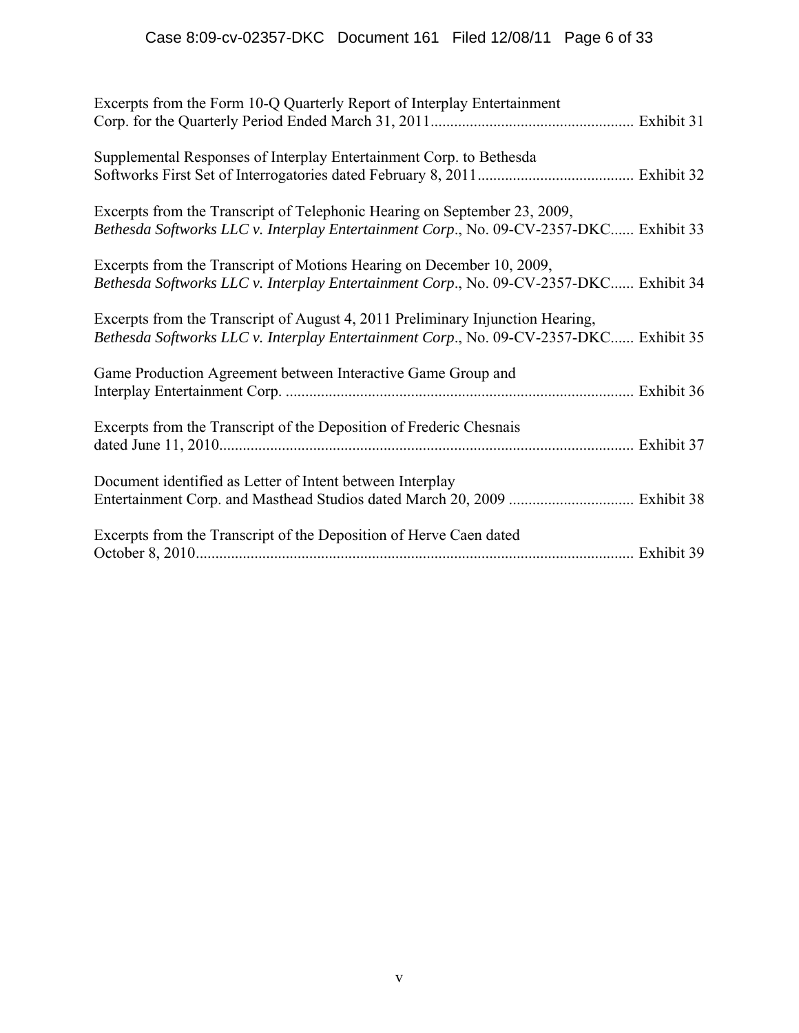Excerpts from the Form 10-Q Quarterly Report of Interplay Entertainment Corp. for the Quarterly Period Ended March 31, 2011 .................................................... Exhibit 31

Supplemental Responses of Interplay Entertainment Corp. to Bethesda Softworks First Set of Interrogatories dated February 8, 2011 ........................................ Exhibit 32

Excerpts from the Transcript of Telephonic Hearing on September 23, 2009, *Bethesda Softworks LLC v. Interplay Entertainment Corp*., No. 09-CV-2357-DKC...... Exhibit 33

Excerpts from the Transcript of Motions Hearing on December 10, 2009, *Bethesda Softworks LLC v. Interplay Entertainment Corp*., No. 09-CV-2357-DKC...... Exhibit 34

Excerpts from the Transcript of August 4, 2011 Preliminary Injunction Hearing, *Bethesda Softworks LLC v. Interplay Entertainment Corp*., No. 09-CV-2357-DKC...... Exhibit 35

Game Production Agreement between Interactive Game Group and Interplay Entertainment Corp. ......................................................................................... Exhibit 36

Excerpts from the Transcript of the Deposition of Frederic Chesnais dated June 11, 2010 .......................................................................................................... Exhibit 37

Document identified as Letter of Intent between Interplay Entertainment Corp. and Masthead Studios dated March 20, 2009 ................................ Exhibit 38

Excerpts from the Transcript of the Deposition of Herve Caen dated October 8, 2010 ................................................................................................................ Exhibit 39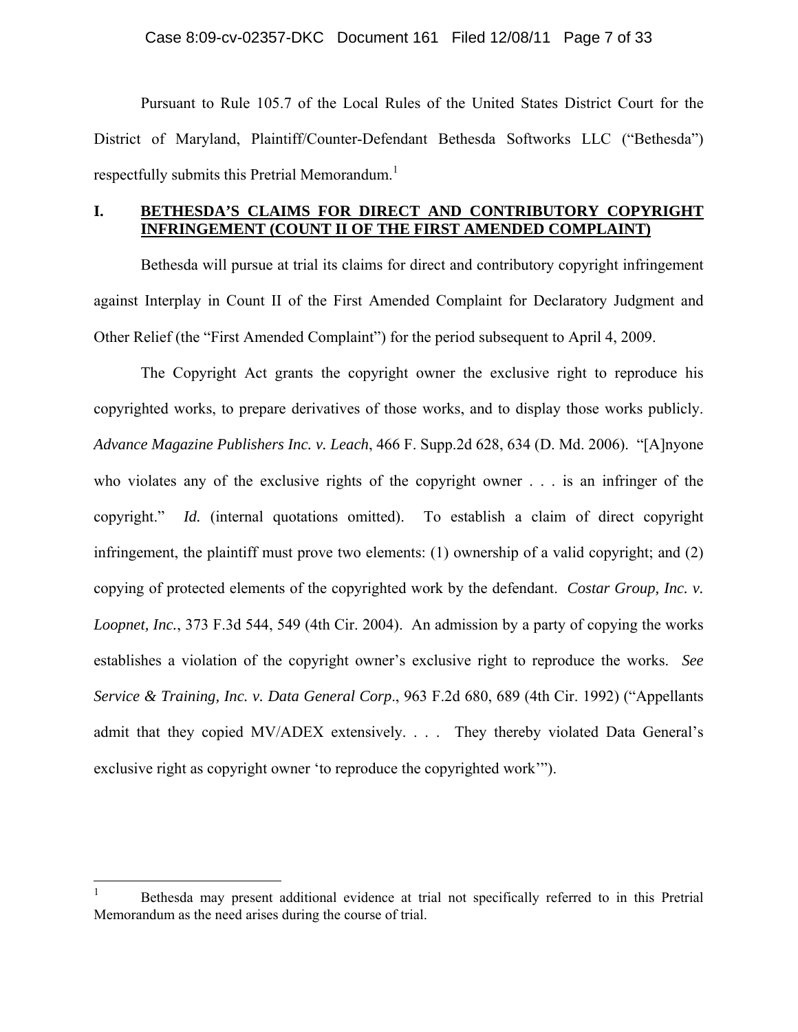Pursuant to Rule 105.7 of the Local Rules of the United States District Court for the District of Maryland, Plaintiff/Counter-Defendant Bethesda Softworks LLC ("Bethesda") respectfully submits this Pretrial Memorandum.[1]

## I. BETHESDA'S CLAIMS FOR DIRECT AND CONTRIBUTORY COPYRIGHT INFRINGEMENT (COUNT II OF THE FIRST AMENDED COMPLAINT)

Bethesda will pursue at trial its claims for direct and contributory copyright infringement against Interplay in Count II of the First Amended Complaint for Declaratory Judgment and Other Relief (the "First Amended Complaint") for the period subsequent to April 4, 2009.

The Copyright Act grants the copyright owner the exclusive right to reproduce his copyrighted works, to prepare derivatives of those works, and to display those works publicly. *Advance Magazine Publishers Inc. v. Leach*, 466 F. Supp.2d 628, 634 (D. Md. 2006). "[A]nyone who violates any of the exclusive rights of the copyright owner . . . is an infringer of the copyright." *Id.* (internal quotations omitted). To establish a claim of direct copyright infringement, the plaintiff must prove two elements: (1) ownership of a valid copyright; and (2) copying of protected elements of the copyrighted work by the defendant. *Costar Group, Inc. v. Loopnet, Inc.*, 373 F.3d 544, 549 (4th Cir. 2004). An admission by a party of copying the works establishes a violation of the copyright owner's exclusive right to reproduce the works. *See Service & Training, Inc. v. Data General Corp*., 963 F.2d 680, 689 (4th Cir. 1992) ("Appellants admit that they copied MV/ADEX extensively. . . . They thereby violated Data General's exclusive right as copyright owner 'to reproduce the copyrighted work'").

---

[1] Bethesda may present additional evidence at trial not specifically referred to in this Pretrial Memorandum as the need arises during the course of trial.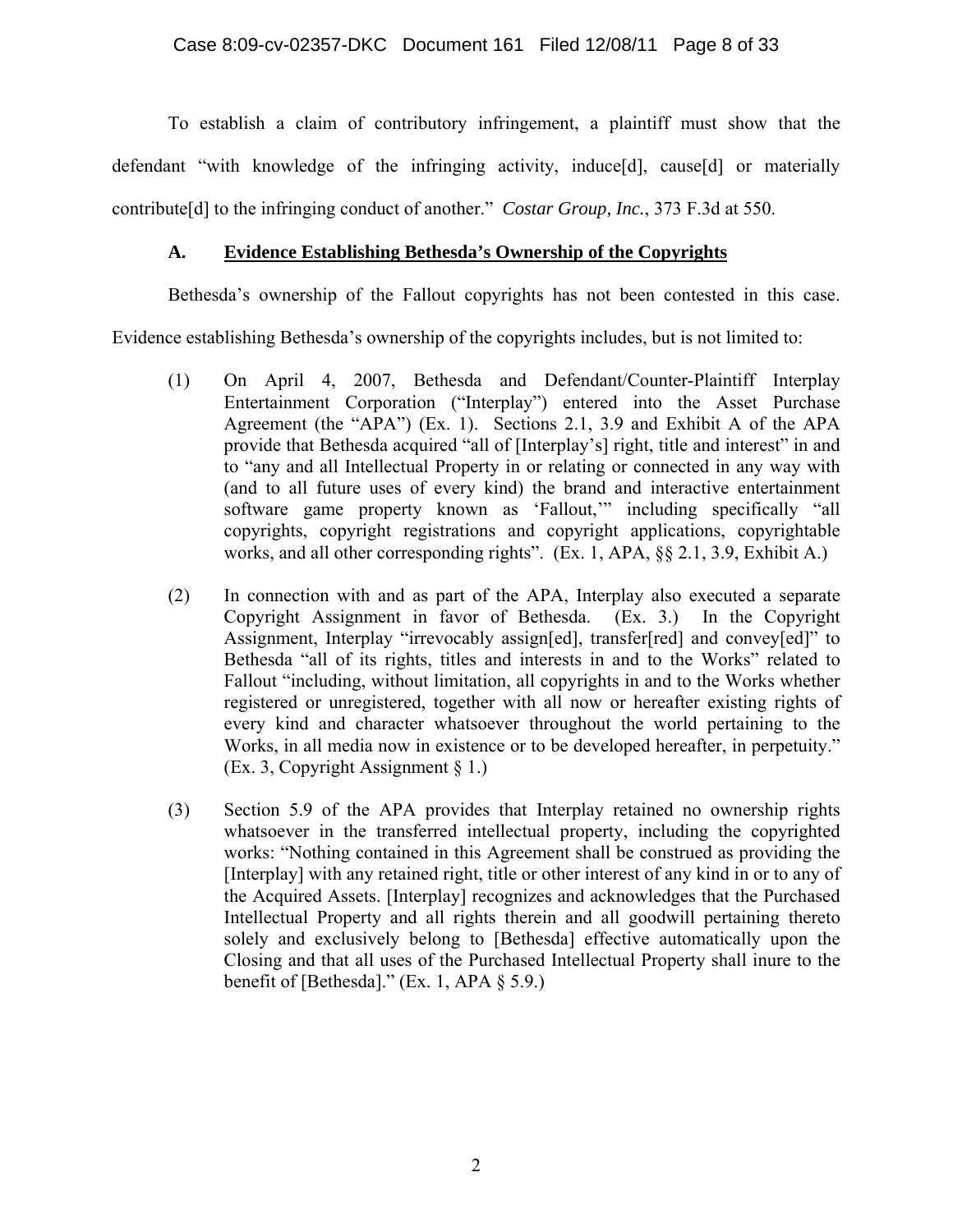To establish a claim of contributory infringement, a plaintiff must show that the defendant "with knowledge of the infringing activity, induce[d], cause[d] or materially contribute[d] to the infringing conduct of another." *Costar Group, Inc.*, 373 F.3d at 550.

### A. Evidence Establishing Bethesda's Ownership of the Copyrights

Bethesda's ownership of the Fallout copyrights has not been contested in this case. Evidence establishing Bethesda's ownership of the copyrights includes, but is not limited to:

(1) On April 4, 2007, Bethesda and Defendant/Counter-Plaintiff Interplay Entertainment Corporation ("Interplay") entered into the Asset Purchase Agreement (the "APA") (Ex. 1). Sections 2.1, 3.9 and Exhibit A of the APA provide that Bethesda acquired "all of [Interplay's] right, title and interest" in and to "any and all Intellectual Property in or relating or connected in any way with (and to all future uses of every kind) the brand and interactive entertainment software game property known as 'Fallout,'" including specifically "all copyrights, copyright registrations and copyright applications, copyrightable works, and all other corresponding rights". (Ex. 1, APA, §§ 2.1, 3.9, Exhibit A.)

(2) In connection with and as part of the APA, Interplay also executed a separate Copyright Assignment in favor of Bethesda. (Ex. 3.) In the Copyright Assignment, Interplay "irrevocably assign[ed], transfer[red] and convey[ed]" to Bethesda "all of its rights, titles and interests in and to the Works" related to Fallout "including, without limitation, all copyrights in and to the Works whether registered or unregistered, together with all now or hereafter existing rights of every kind and character whatsoever throughout the world pertaining to the Works, in all media now in existence or to be developed hereafter, in perpetuity." (Ex. 3, Copyright Assignment § 1.)

(3) Section 5.9 of the APA provides that Interplay retained no ownership rights whatsoever in the transferred intellectual property, including the copyrighted works: "Nothing contained in this Agreement shall be construed as providing the [Interplay] with any retained right, title or other interest of any kind in or to any of the Acquired Assets. [Interplay] recognizes and acknowledges that the Purchased Intellectual Property and all rights therein and all goodwill pertaining thereto solely and exclusively belong to [Bethesda] effective automatically upon the Closing and that all uses of the Purchased Intellectual Property shall inure to the benefit of [Bethesda]." (Ex. 1, APA § 5.9.)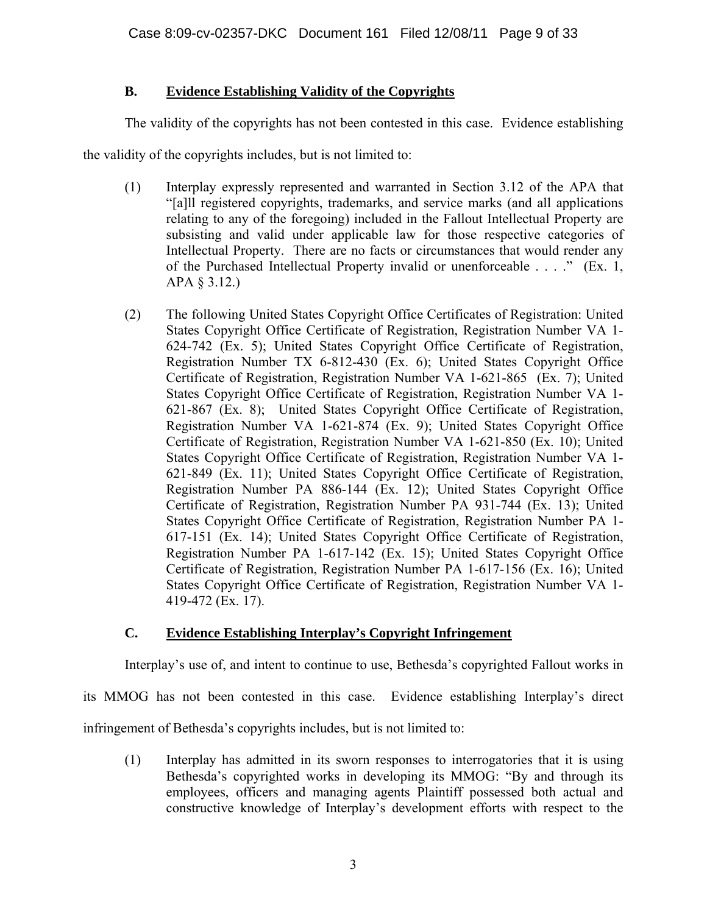### B. Evidence Establishing Validity of the Copyrights

The validity of the copyrights has not been contested in this case. Evidence establishing the validity of the copyrights includes, but is not limited to:

(1) Interplay expressly represented and warranted in Section 3.12 of the APA that "[a]ll registered copyrights, trademarks, and service marks (and all applications relating to any of the foregoing) included in the Fallout Intellectual Property are subsisting and valid under applicable law for those respective categories of Intellectual Property. There are no facts or circumstances that would render any of the Purchased Intellectual Property invalid or unenforceable . . . ." (Ex. 1, APA § 3.12.)

(2) The following United States Copyright Office Certificates of Registration: United States Copyright Office Certificate of Registration, Registration Number VA 1-624-742 (Ex. 5); United States Copyright Office Certificate of Registration, Registration Number TX 6-812-430 (Ex. 6); United States Copyright Office Certificate of Registration, Registration Number VA 1-621-865 (Ex. 7); United States Copyright Office Certificate of Registration, Registration Number VA 1-621-867 (Ex. 8); United States Copyright Office Certificate of Registration, Registration Number VA 1-621-874 (Ex. 9); United States Copyright Office Certificate of Registration, Registration Number VA 1-621-850 (Ex. 10); United States Copyright Office Certificate of Registration, Registration Number VA 1-621-849 (Ex. 11); United States Copyright Office Certificate of Registration, Registration Number PA 886-144 (Ex. 12); United States Copyright Office Certificate of Registration, Registration Number PA 931-744 (Ex. 13); United States Copyright Office Certificate of Registration, Registration Number PA 1-617-151 (Ex. 14); United States Copyright Office Certificate of Registration, Registration Number PA 1-617-142 (Ex. 15); United States Copyright Office Certificate of Registration, Registration Number PA 1-617-156 (Ex. 16); United States Copyright Office Certificate of Registration, Registration Number VA 1-419-472 (Ex. 17).

### C. Evidence Establishing Interplay's Copyright Infringement

Interplay's use of, and intent to continue to use, Bethesda's copyrighted Fallout works in its MMOG has not been contested in this case. Evidence establishing Interplay's direct infringement of Bethesda's copyrights includes, but is not limited to:

(1) Interplay has admitted in its sworn responses to interrogatories that it is using Bethesda's copyrighted works in developing its MMOG: "By and through its employees, officers and managing agents Plaintiff possessed both actual and constructive knowledge of Interplay's development efforts with respect to the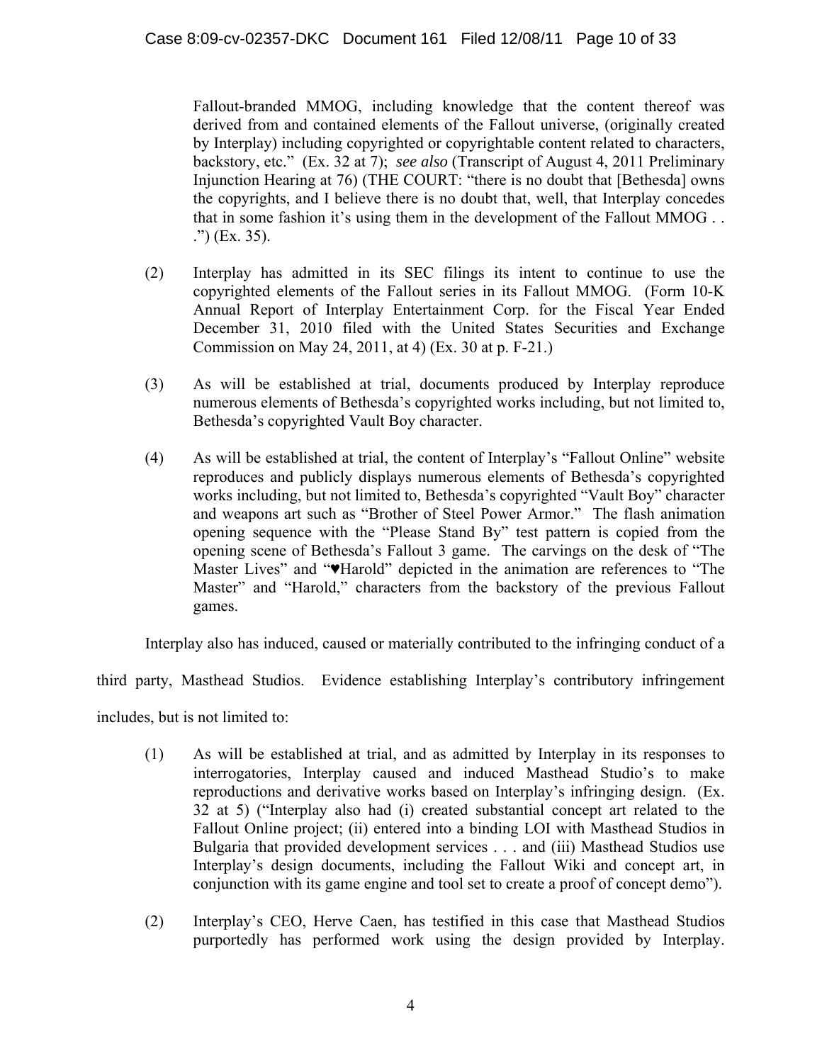Fallout-branded MMOG, including knowledge that the content thereof was derived from and contained elements of the Fallout universe, (originally created by Interplay) including copyrighted or copyrightable content related to characters, backstory, etc." (Ex. 32 at 7); *see also* (Transcript of August 4, 2011 Preliminary Injunction Hearing at 76) (THE COURT: "there is no doubt that [Bethesda] owns the copyrights, and I believe there is no doubt that, well, that Interplay concedes that in some fashion it's using them in the development of the Fallout MMOG . . .") (Ex. 35).

(2) Interplay has admitted in its SEC filings its intent to continue to use the copyrighted elements of the Fallout series in its Fallout MMOG. (Form 10-K Annual Report of Interplay Entertainment Corp. for the Fiscal Year Ended December 31, 2010 filed with the United States Securities and Exchange Commission on May 24, 2011, at 4) (Ex. 30 at p. F-21.)

(3) As will be established at trial, documents produced by Interplay reproduce numerous elements of Bethesda's copyrighted works including, but not limited to, Bethesda's copyrighted Vault Boy character.

(4) As will be established at trial, the content of Interplay's "Fallout Online" website reproduces and publicly displays numerous elements of Bethesda's copyrighted works including, but not limited to, Bethesda's copyrighted "Vault Boy" character and weapons art such as "Brother of Steel Power Armor." The flash animation opening sequence with the "Please Stand By" test pattern is copied from the opening scene of Bethesda's Fallout 3 game. The carvings on the desk of "The Master Lives" and "♥Harold" depicted in the animation are references to "The Master" and "Harold," characters from the backstory of the previous Fallout games.

Interplay also has induced, caused or materially contributed to the infringing conduct of a third party, Masthead Studios. Evidence establishing Interplay's contributory infringement includes, but is not limited to:

(1) As will be established at trial, and as admitted by Interplay in its responses to interrogatories, Interplay caused and induced Masthead Studio's to make reproductions and derivative works based on Interplay's infringing design. (Ex. 32 at 5) ("Interplay also had (i) created substantial concept art related to the Fallout Online project; (ii) entered into a binding LOI with Masthead Studios in Bulgaria that provided development services . . . and (iii) Masthead Studios use Interplay's design documents, including the Fallout Wiki and concept art, in conjunction with its game engine and tool set to create a proof of concept demo").

(2) Interplay's CEO, Herve Caen, has testified in this case that Masthead Studios purportedly has performed work using the design provided by Interplay.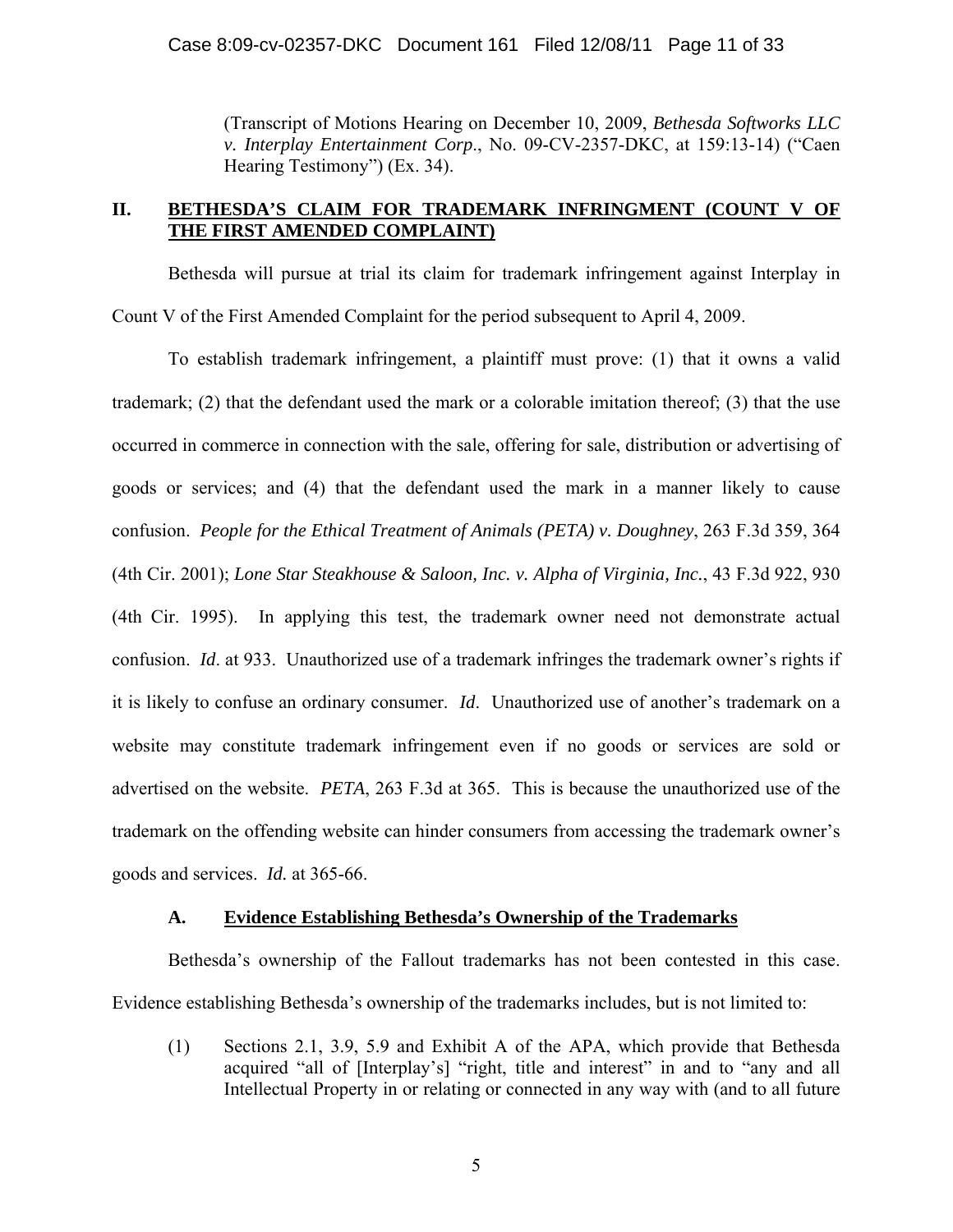(Transcript of Motions Hearing on December 10, 2009, *Bethesda Softworks LLC v. Interplay Entertainment Corp.*, No. 09-CV-2357-DKC, at 159:13-14) ("Caen Hearing Testimony") (Ex. 34).

## II. BETHESDA'S CLAIM FOR TRADEMARK INFRINGMENT (COUNT V OF THE FIRST AMENDED COMPLAINT)

Bethesda will pursue at trial its claim for trademark infringement against Interplay in Count V of the First Amended Complaint for the period subsequent to April 4, 2009.

To establish trademark infringement, a plaintiff must prove: (1) that it owns a valid trademark; (2) that the defendant used the mark or a colorable imitation thereof; (3) that the use occurred in commerce in connection with the sale, offering for sale, distribution or advertising of goods or services; and (4) that the defendant used the mark in a manner likely to cause confusion. *People for the Ethical Treatment of Animals (PETA) v. Doughney*, 263 F.3d 359, 364 (4th Cir. 2001); *Lone Star Steakhouse & Saloon, Inc. v. Alpha of Virginia, Inc.*, 43 F.3d 922, 930 (4th Cir. 1995). In applying this test, the trademark owner need not demonstrate actual confusion. *Id*. at 933. Unauthorized use of a trademark infringes the trademark owner's rights if it is likely to confuse an ordinary consumer. *Id*. Unauthorized use of another's trademark on a website may constitute trademark infringement even if no goods or services are sold or advertised on the website. *PETA*, 263 F.3d at 365. This is because the unauthorized use of the trademark on the offending website can hinder consumers from accessing the trademark owner's goods and services. *Id.* at 365-66.

### A. Evidence Establishing Bethesda's Ownership of the Trademarks

Bethesda's ownership of the Fallout trademarks has not been contested in this case. Evidence establishing Bethesda's ownership of the trademarks includes, but is not limited to:

(1) Sections 2.1, 3.9, 5.9 and Exhibit A of the APA, which provide that Bethesda acquired "all of [Interplay's] "right, title and interest" in and to "any and all Intellectual Property in or relating or connected in any way with (and to all future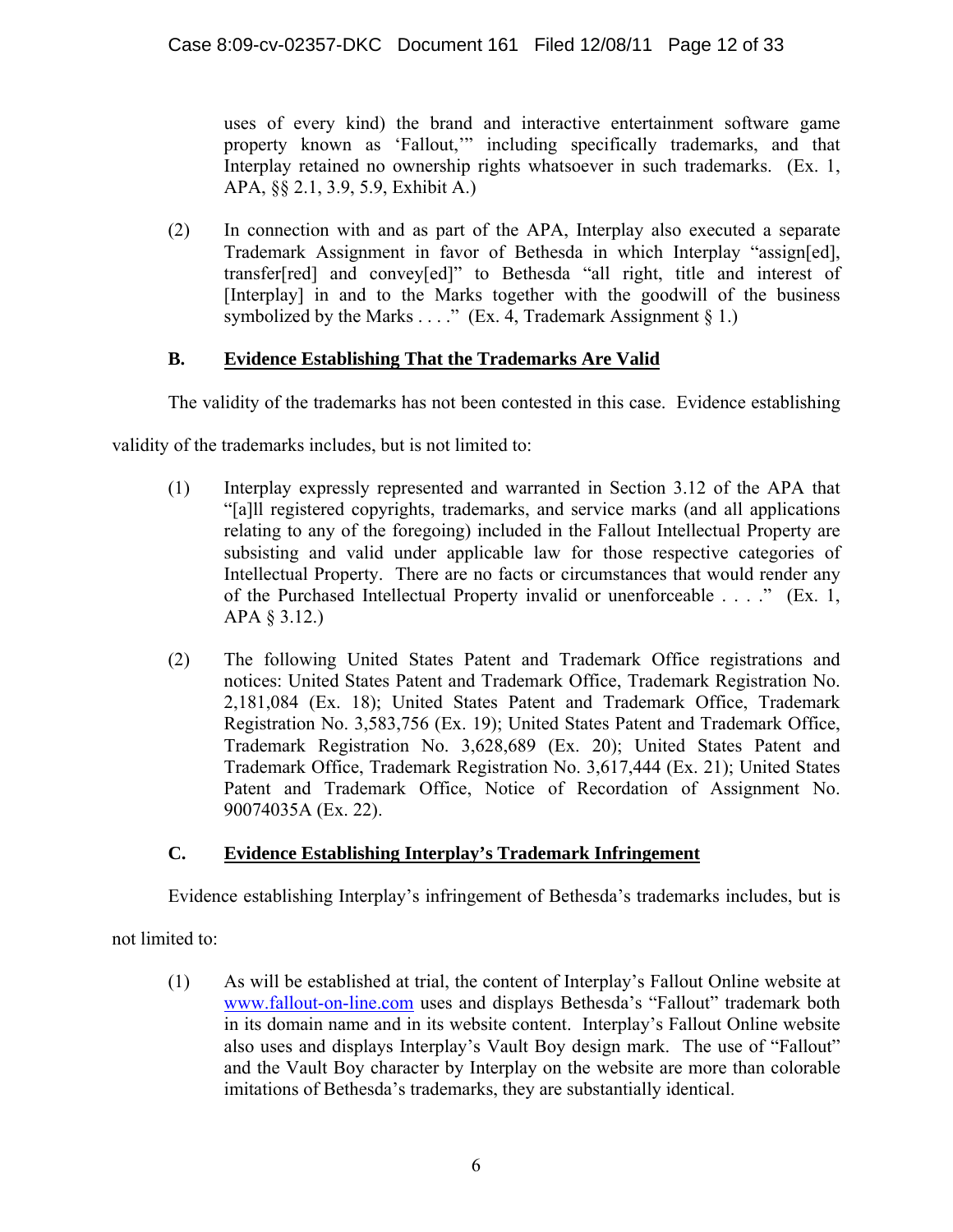uses of every kind) the brand and interactive entertainment software game property known as 'Fallout,'" including specifically trademarks, and that Interplay retained no ownership rights whatsoever in such trademarks. (Ex. 1, APA, §§ 2.1, 3.9, 5.9, Exhibit A.)

(2) In connection with and as part of the APA, Interplay also executed a separate Trademark Assignment in favor of Bethesda in which Interplay "assign[ed], transfer[red] and convey[ed]" to Bethesda "all right, title and interest of [Interplay] in and to the Marks together with the goodwill of the business symbolized by the Marks . . . ." (Ex. 4, Trademark Assignment § 1.)

### B. Evidence Establishing That the Trademarks Are Valid

The validity of the trademarks has not been contested in this case. Evidence establishing validity of the trademarks includes, but is not limited to:

(1) Interplay expressly represented and warranted in Section 3.12 of the APA that "[a]ll registered copyrights, trademarks, and service marks (and all applications relating to any of the foregoing) included in the Fallout Intellectual Property are subsisting and valid under applicable law for those respective categories of Intellectual Property. There are no facts or circumstances that would render any of the Purchased Intellectual Property invalid or unenforceable . . . ." (Ex. 1, APA § 3.12.)

(2) The following United States Patent and Trademark Office registrations and notices: United States Patent and Trademark Office, Trademark Registration No. 2,181,084 (Ex. 18); United States Patent and Trademark Office, Trademark Registration No. 3,583,756 (Ex. 19); United States Patent and Trademark Office, Trademark Registration No. 3,628,689 (Ex. 20); United States Patent and Trademark Office, Trademark Registration No. 3,617,444 (Ex. 21); United States Patent and Trademark Office, Notice of Recordation of Assignment No. 90074035A (Ex. 22).

### C. Evidence Establishing Interplay's Trademark Infringement

Evidence establishing Interplay's infringement of Bethesda's trademarks includes, but is not limited to:

(1) As will be established at trial, the content of Interplay's Fallout Online website at www.fallout-on-line.com uses and displays Bethesda's "Fallout" trademark both in its domain name and in its website content. Interplay's Fallout Online website also uses and displays Interplay's Vault Boy design mark. The use of "Fallout" and the Vault Boy character by Interplay on the website are more than colorable imitations of Bethesda's trademarks, they are substantially identical.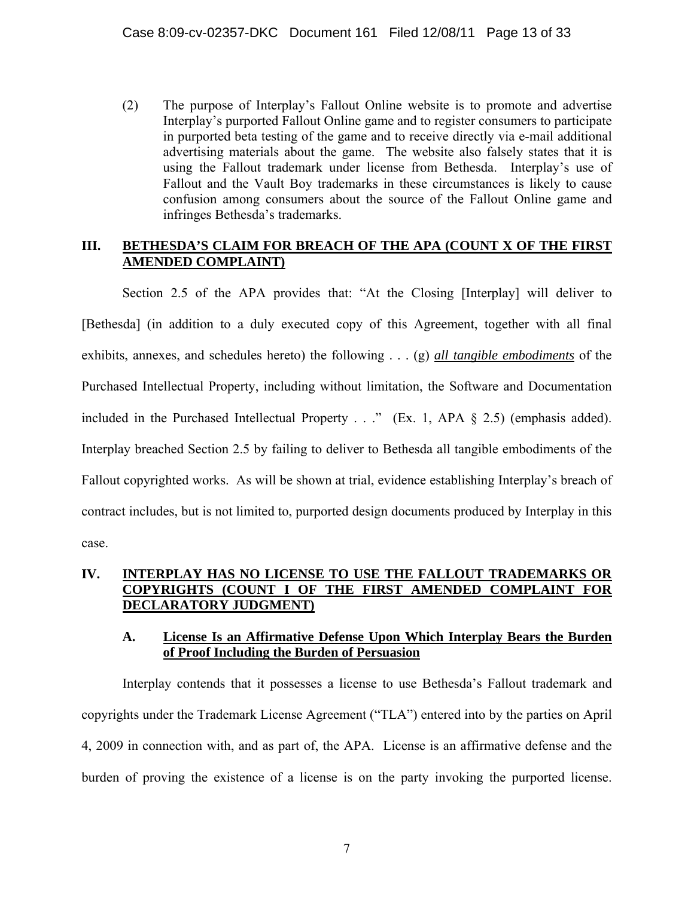(2) The purpose of Interplay's Fallout Online website is to promote and advertise Interplay's purported Fallout Online game and to register consumers to participate in purported beta testing of the game and to receive directly via e-mail additional advertising materials about the game. The website also falsely states that it is using the Fallout trademark under license from Bethesda. Interplay's use of Fallout and the Vault Boy trademarks in these circumstances is likely to cause confusion among consumers about the source of the Fallout Online game and infringes Bethesda's trademarks.

## III. BETHESDA'S CLAIM FOR BREACH OF THE APA (COUNT X OF THE FIRST AMENDED COMPLAINT)

Section 2.5 of the APA provides that: "At the Closing [Interplay] will deliver to [Bethesda] (in addition to a duly executed copy of this Agreement, together with all final exhibits, annexes, and schedules hereto) the following . . . (g) ***all tangible embodiments*** of the Purchased Intellectual Property, including without limitation, the Software and Documentation included in the Purchased Intellectual Property . . ." (Ex. 1, APA § 2.5) (emphasis added). Interplay breached Section 2.5 by failing to deliver to Bethesda all tangible embodiments of the Fallout copyrighted works. As will be shown at trial, evidence establishing Interplay's breach of contract includes, but is not limited to, purported design documents produced by Interplay in this case.

## IV. INTERPLAY HAS NO LICENSE TO USE THE FALLOUT TRADEMARKS OR COPYRIGHTS (COUNT I OF THE FIRST AMENDED COMPLAINT FOR DECLARATORY JUDGMENT)

### A. License Is an Affirmative Defense Upon Which Interplay Bears the Burden of Proof Including the Burden of Persuasion

Interplay contends that it possesses a license to use Bethesda's Fallout trademark and copyrights under the Trademark License Agreement ("TLA") entered into by the parties on April 4, 2009 in connection with, and as part of, the APA. License is an affirmative defense and the burden of proving the existence of a license is on the party invoking the purported license.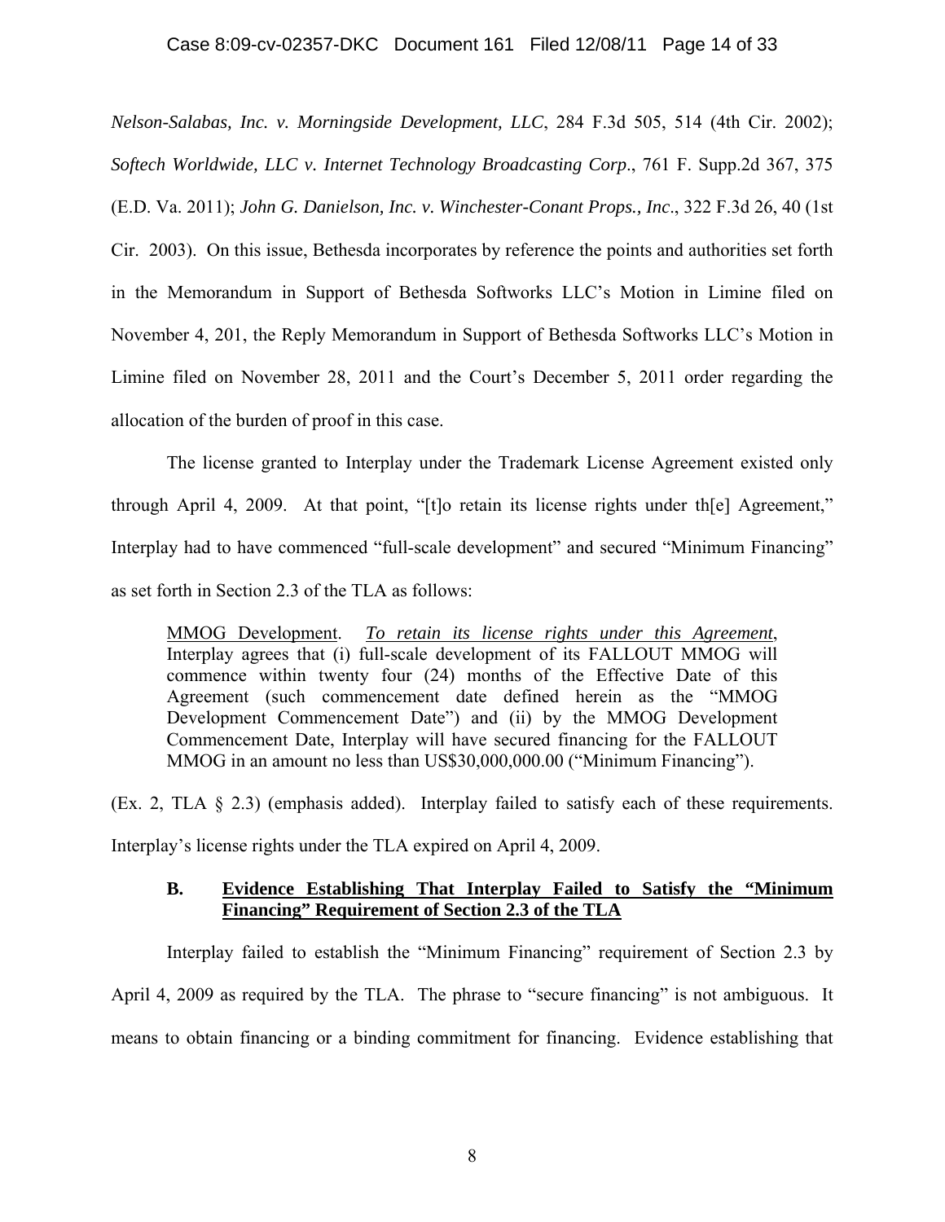*Nelson-Salabas, Inc. v. Morningside Development, LLC*, 284 F.3d 505, 514 (4th Cir. 2002); *Softech Worldwide, LLC v. Internet Technology Broadcasting Corp*., 761 F. Supp.2d 367, 375 (E.D. Va. 2011); *John G. Danielson, Inc. v. Winchester-Conant Props., Inc*., 322 F.3d 26, 40 (1st Cir. 2003). On this issue, Bethesda incorporates by reference the points and authorities set forth in the Memorandum in Support of Bethesda Softworks LLC's Motion in Limine filed on November 4, 201, the Reply Memorandum in Support of Bethesda Softworks LLC's Motion in Limine filed on November 28, 2011 and the Court's December 5, 2011 order regarding the allocation of the burden of proof in this case.

The license granted to Interplay under the Trademark License Agreement existed only through April 4, 2009. At that point, "[t]o retain its license rights under th[e] Agreement," Interplay had to have commenced "full-scale development" and secured "Minimum Financing" as set forth in Section 2.3 of the TLA as follows:

> <u>MMOG Development</u>. <u>*To retain its license rights under this Agreement*</u>, Interplay agrees that (i) full-scale development of its FALLOUT MMOG will commence within twenty four (24) months of the Effective Date of this Agreement (such commencement date defined herein as the "MMOG Development Commencement Date") and (ii) by the MMOG Development Commencement Date, Interplay will have secured financing for the FALLOUT MMOG in an amount no less than US$30,000,000.00 ("Minimum Financing").

(Ex. 2, TLA § 2.3) (emphasis added). Interplay failed to satisfy each of these requirements. Interplay's license rights under the TLA expired on April 4, 2009.

### B. <u>Evidence Establishing That Interplay Failed to Satisfy the "Minimum Financing" Requirement of Section 2.3 of the TLA</u>

Interplay failed to establish the "Minimum Financing" requirement of Section 2.3 by April 4, 2009 as required by the TLA. The phrase to "secure financing" is not ambiguous. It means to obtain financing or a binding commitment for financing. Evidence establishing that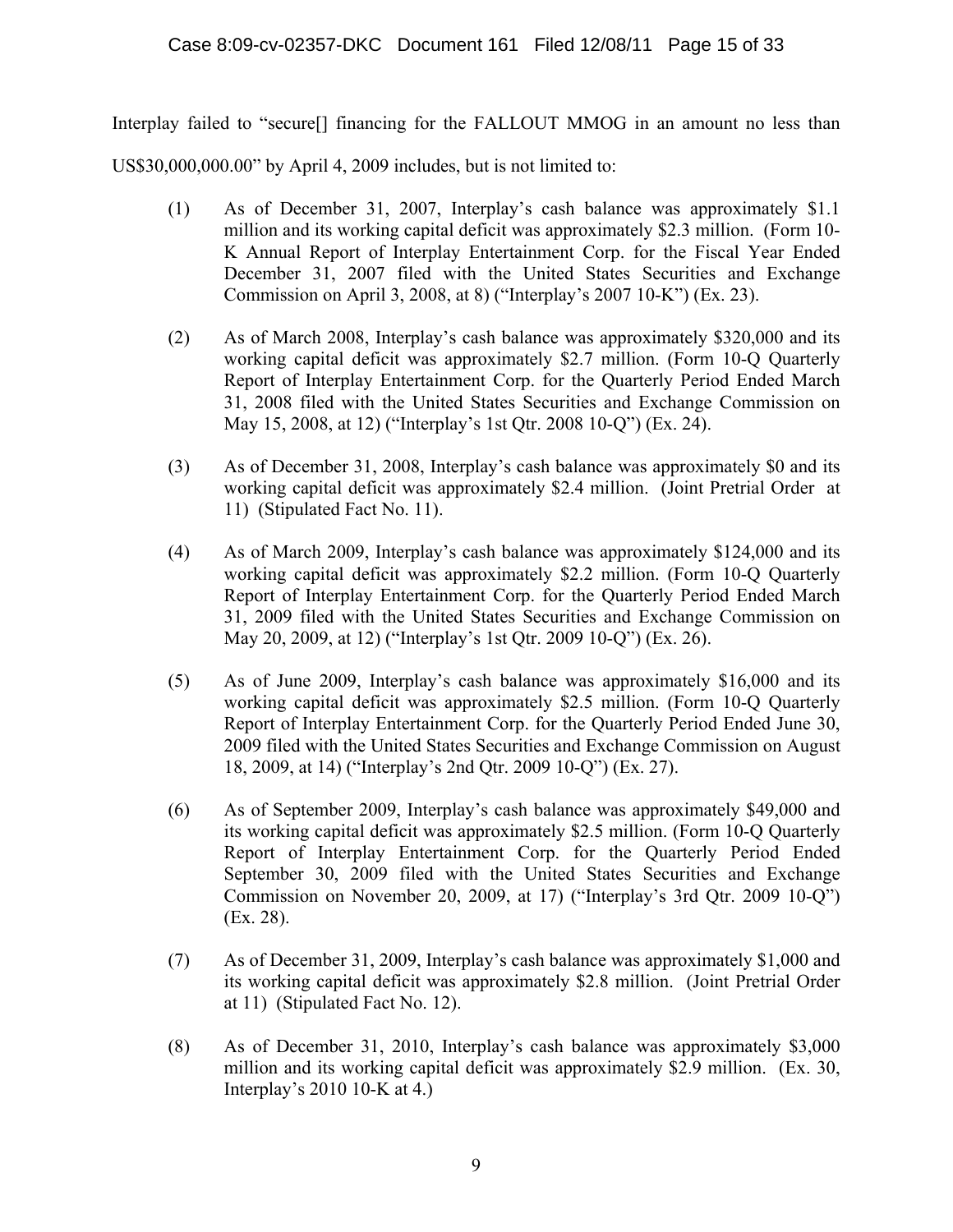Interplay failed to "secure[] financing for the FALLOUT MMOG in an amount no less than US$30,000,000.00" by April 4, 2009 includes, but is not limited to:

(1) As of December 31, 2007, Interplay's cash balance was approximately $1.1 million and its working capital deficit was approximately $2.3 million. (Form 10-K Annual Report of Interplay Entertainment Corp. for the Fiscal Year Ended December 31, 2007 filed with the United States Securities and Exchange Commission on April 3, 2008, at 8) ("Interplay's 2007 10-K") (Ex. 23).

(2) As of March 2008, Interplay's cash balance was approximately $320,000 and its working capital deficit was approximately $2.7 million. (Form 10-Q Quarterly Report of Interplay Entertainment Corp. for the Quarterly Period Ended March 31, 2008 filed with the United States Securities and Exchange Commission on May 15, 2008, at 12) ("Interplay's 1st Qtr. 2008 10-Q") (Ex. 24).

(3) As of December 31, 2008, Interplay's cash balance was approximately $0 and its working capital deficit was approximately $2.4 million. (Joint Pretrial Order at 11) (Stipulated Fact No. 11).

(4) As of March 2009, Interplay's cash balance was approximately $124,000 and its working capital deficit was approximately $2.2 million. (Form 10-Q Quarterly Report of Interplay Entertainment Corp. for the Quarterly Period Ended March 31, 2009 filed with the United States Securities and Exchange Commission on May 20, 2009, at 12) ("Interplay's 1st Qtr. 2009 10-Q") (Ex. 26).

(5) As of June 2009, Interplay's cash balance was approximately $16,000 and its working capital deficit was approximately $2.5 million. (Form 10-Q Quarterly Report of Interplay Entertainment Corp. for the Quarterly Period Ended June 30, 2009 filed with the United States Securities and Exchange Commission on August 18, 2009, at 14) ("Interplay's 2nd Qtr. 2009 10-Q") (Ex. 27).

(6) As of September 2009, Interplay's cash balance was approximately $49,000 and its working capital deficit was approximately $2.5 million. (Form 10-Q Quarterly Report of Interplay Entertainment Corp. for the Quarterly Period Ended September 30, 2009 filed with the United States Securities and Exchange Commission on November 20, 2009, at 17) ("Interplay's 3rd Qtr. 2009 10-Q") (Ex. 28).

(7) As of December 31, 2009, Interplay's cash balance was approximately $1,000 and its working capital deficit was approximately $2.8 million. (Joint Pretrial Order at 11) (Stipulated Fact No. 12).

(8) As of December 31, 2010, Interplay's cash balance was approximately $3,000 million and its working capital deficit was approximately $2.9 million. (Ex. 30, Interplay's 2010 10-K at 4.)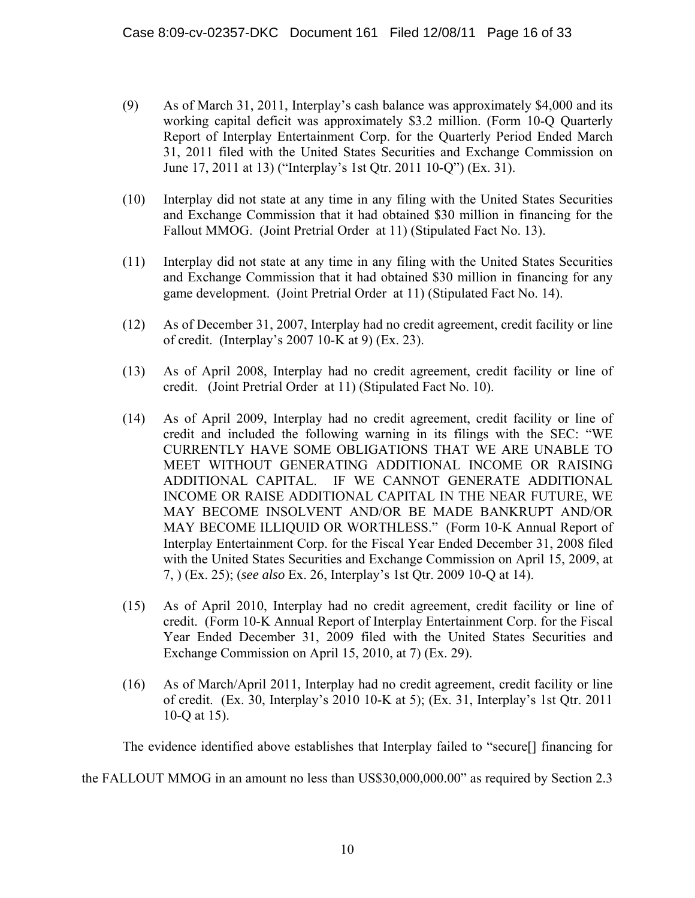(9) As of March 31, 2011, Interplay's cash balance was approximately $4,000 and its working capital deficit was approximately $3.2 million. (Form 10-Q Quarterly Report of Interplay Entertainment Corp. for the Quarterly Period Ended March 31, 2011 filed with the United States Securities and Exchange Commission on June 17, 2011 at 13) ("Interplay's 1st Qtr. 2011 10-Q") (Ex. 31).

(10) Interplay did not state at any time in any filing with the United States Securities and Exchange Commission that it had obtained $30 million in financing for the Fallout MMOG. (Joint Pretrial Order at 11) (Stipulated Fact No. 13).

(11) Interplay did not state at any time in any filing with the United States Securities and Exchange Commission that it had obtained $30 million in financing for any game development. (Joint Pretrial Order at 11) (Stipulated Fact No. 14).

(12) As of December 31, 2007, Interplay had no credit agreement, credit facility or line of credit. (Interplay's 2007 10-K at 9) (Ex. 23).

(13) As of April 2008, Interplay had no credit agreement, credit facility or line of credit. (Joint Pretrial Order at 11) (Stipulated Fact No. 10).

(14) As of April 2009, Interplay had no credit agreement, credit facility or line of credit and included the following warning in its filings with the SEC: "WE CURRENTLY HAVE SOME OBLIGATIONS THAT WE ARE UNABLE TO MEET WITHOUT GENERATING ADDITIONAL INCOME OR RAISING ADDITIONAL CAPITAL. IF WE CANNOT GENERATE ADDITIONAL INCOME OR RAISE ADDITIONAL CAPITAL IN THE NEAR FUTURE, WE MAY BECOME INSOLVENT AND/OR BE MADE BANKRUPT AND/OR MAY BECOME ILLIQUID OR WORTHLESS." (Form 10-K Annual Report of Interplay Entertainment Corp. for the Fiscal Year Ended December 31, 2008 filed with the United States Securities and Exchange Commission on April 15, 2009, at 7, ) (Ex. 25); (*see also* Ex. 26, Interplay's 1st Qtr. 2009 10-Q at 14).

(15) As of April 2010, Interplay had no credit agreement, credit facility or line of credit. (Form 10-K Annual Report of Interplay Entertainment Corp. for the Fiscal Year Ended December 31, 2009 filed with the United States Securities and Exchange Commission on April 15, 2010, at 7) (Ex. 29).

(16) As of March/April 2011, Interplay had no credit agreement, credit facility or line of credit. (Ex. 30, Interplay's 2010 10-K at 5); (Ex. 31, Interplay's 1st Qtr. 2011 10-Q at 15).

The evidence identified above establishes that Interplay failed to "secure[] financing for the FALLOUT MMOG in an amount no less than US$30,000,000.00" as required by Section 2.3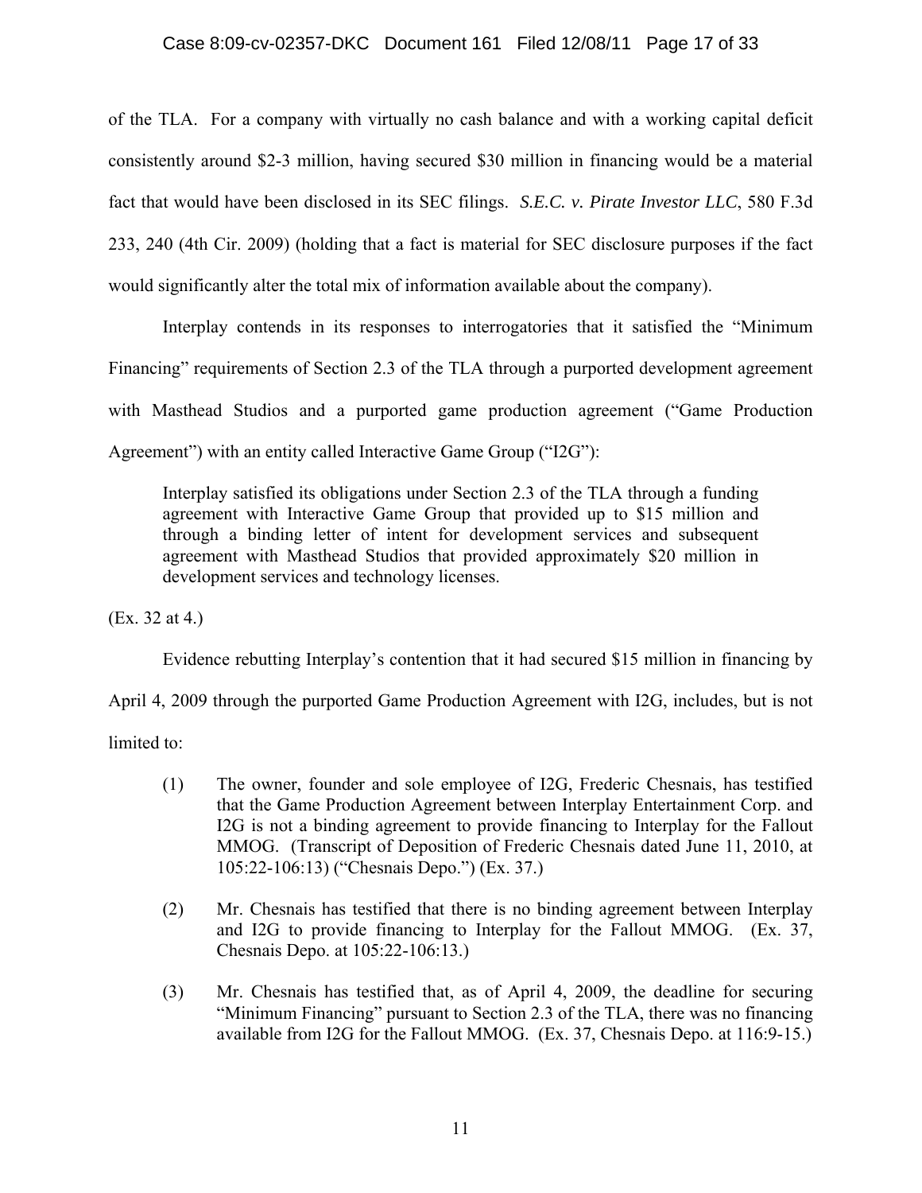of the TLA. For a company with virtually no cash balance and with a working capital deficit consistently around $2-3 million, having secured $30 million in financing would be a material fact that would have been disclosed in its SEC filings. *S.E.C. v. Pirate Investor LLC*, 580 F.3d 233, 240 (4th Cir. 2009) (holding that a fact is material for SEC disclosure purposes if the fact would significantly alter the total mix of information available about the company).

Interplay contends in its responses to interrogatories that it satisfied the "Minimum Financing" requirements of Section 2.3 of the TLA through a purported development agreement with Masthead Studios and a purported game production agreement ("Game Production Agreement") with an entity called Interactive Game Group ("I2G"):

> Interplay satisfied its obligations under Section 2.3 of the TLA through a funding agreement with Interactive Game Group that provided up to $15 million and through a binding letter of intent for development services and subsequent agreement with Masthead Studios that provided approximately $20 million in development services and technology licenses.

(Ex. 32 at 4.)

Evidence rebutting Interplay's contention that it had secured $15 million in financing by April 4, 2009 through the purported Game Production Agreement with I2G, includes, but is not limited to:

(1) The owner, founder and sole employee of I2G, Frederic Chesnais, has testified that the Game Production Agreement between Interplay Entertainment Corp. and I2G is not a binding agreement to provide financing to Interplay for the Fallout MMOG. (Transcript of Deposition of Frederic Chesnais dated June 11, 2010, at 105:22-106:13) ("Chesnais Depo.") (Ex. 37.)

(2) Mr. Chesnais has testified that there is no binding agreement between Interplay and I2G to provide financing to Interplay for the Fallout MMOG. (Ex. 37, Chesnais Depo. at 105:22-106:13.)

(3) Mr. Chesnais has testified that, as of April 4, 2009, the deadline for securing "Minimum Financing" pursuant to Section 2.3 of the TLA, there was no financing available from I2G for the Fallout MMOG. (Ex. 37, Chesnais Depo. at 116:9-15.)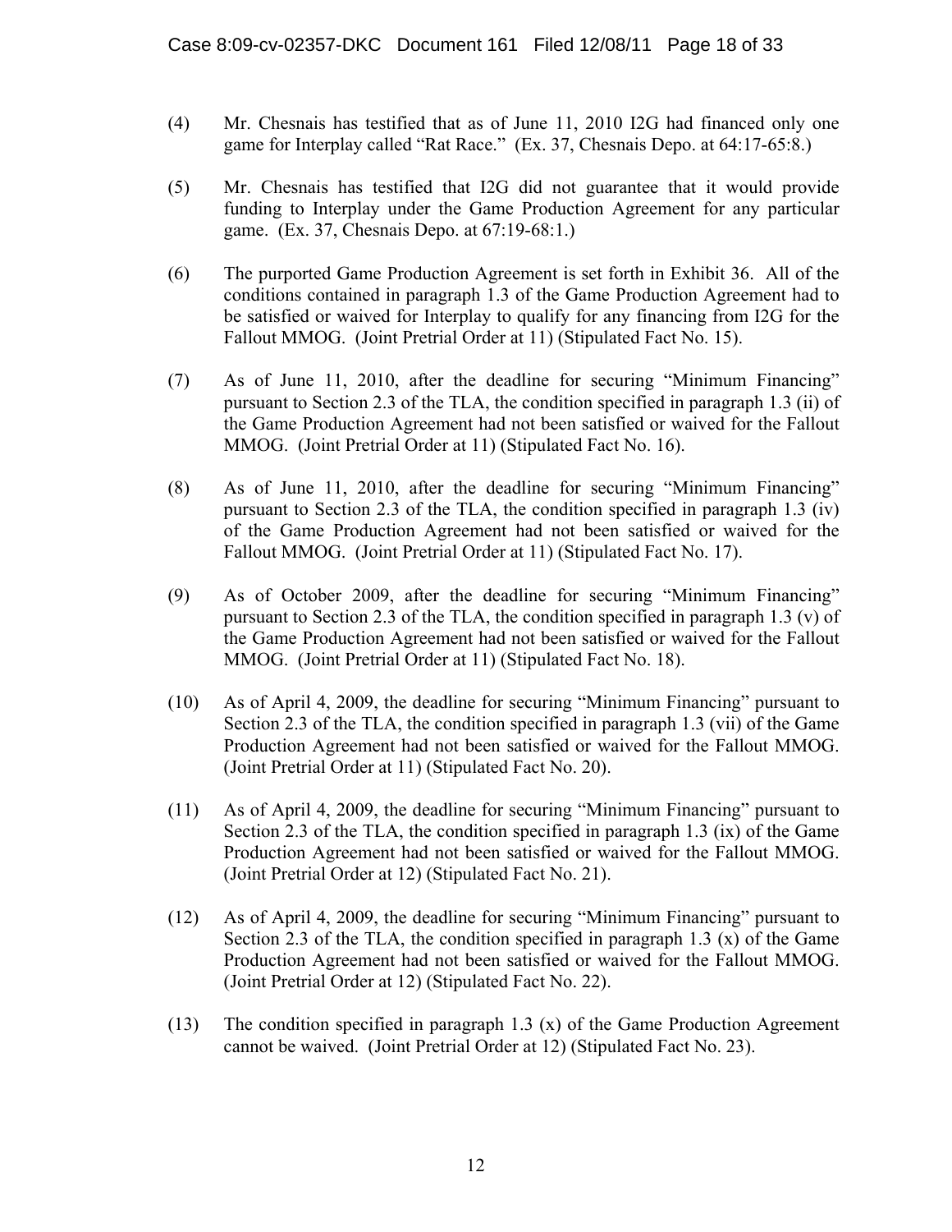(4) Mr. Chesnais has testified that as of June 11, 2010 I2G had financed only one game for Interplay called "Rat Race." (Ex. 37, Chesnais Depo. at 64:17-65:8.)

(5) Mr. Chesnais has testified that I2G did not guarantee that it would provide funding to Interplay under the Game Production Agreement for any particular game. (Ex. 37, Chesnais Depo. at 67:19-68:1.)

(6) The purported Game Production Agreement is set forth in Exhibit 36. All of the conditions contained in paragraph 1.3 of the Game Production Agreement had to be satisfied or waived for Interplay to qualify for any financing from I2G for the Fallout MMOG. (Joint Pretrial Order at 11) (Stipulated Fact No. 15).

(7) As of June 11, 2010, after the deadline for securing "Minimum Financing" pursuant to Section 2.3 of the TLA, the condition specified in paragraph 1.3 (ii) of the Game Production Agreement had not been satisfied or waived for the Fallout MMOG. (Joint Pretrial Order at 11) (Stipulated Fact No. 16).

(8) As of June 11, 2010, after the deadline for securing "Minimum Financing" pursuant to Section 2.3 of the TLA, the condition specified in paragraph 1.3 (iv) of the Game Production Agreement had not been satisfied or waived for the Fallout MMOG. (Joint Pretrial Order at 11) (Stipulated Fact No. 17).

(9) As of October 2009, after the deadline for securing "Minimum Financing" pursuant to Section 2.3 of the TLA, the condition specified in paragraph 1.3 (v) of the Game Production Agreement had not been satisfied or waived for the Fallout MMOG. (Joint Pretrial Order at 11) (Stipulated Fact No. 18).

(10) As of April 4, 2009, the deadline for securing "Minimum Financing" pursuant to Section 2.3 of the TLA, the condition specified in paragraph 1.3 (vii) of the Game Production Agreement had not been satisfied or waived for the Fallout MMOG. (Joint Pretrial Order at 11) (Stipulated Fact No. 20).

(11) As of April 4, 2009, the deadline for securing "Minimum Financing" pursuant to Section 2.3 of the TLA, the condition specified in paragraph 1.3 (ix) of the Game Production Agreement had not been satisfied or waived for the Fallout MMOG. (Joint Pretrial Order at 12) (Stipulated Fact No. 21).

(12) As of April 4, 2009, the deadline for securing "Minimum Financing" pursuant to Section 2.3 of the TLA, the condition specified in paragraph 1.3 (x) of the Game Production Agreement had not been satisfied or waived for the Fallout MMOG. (Joint Pretrial Order at 12) (Stipulated Fact No. 22).

(13) The condition specified in paragraph 1.3 (x) of the Game Production Agreement cannot be waived. (Joint Pretrial Order at 12) (Stipulated Fact No. 23).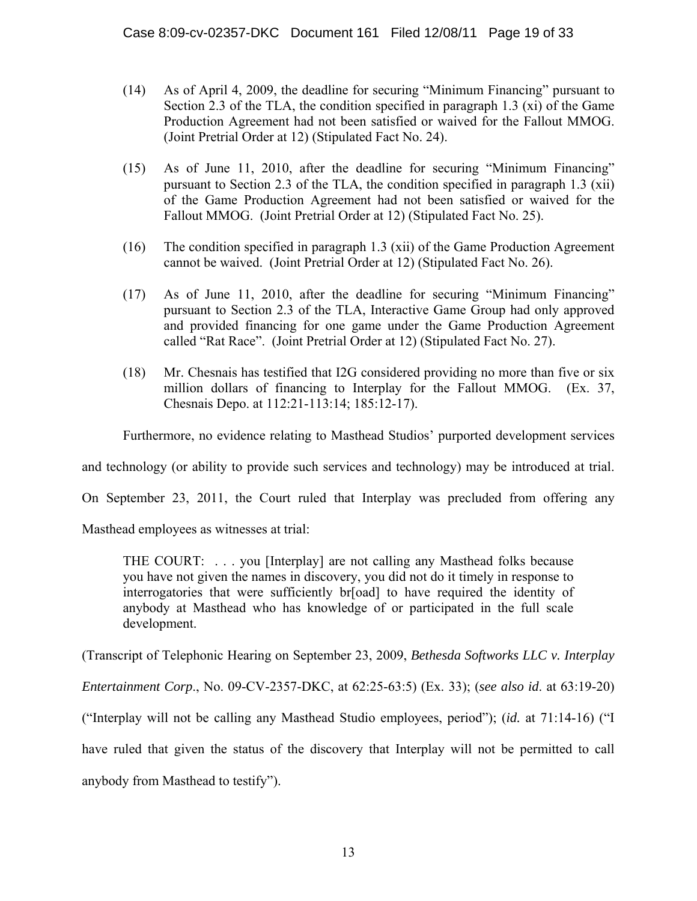(14) As of April 4, 2009, the deadline for securing "Minimum Financing" pursuant to Section 2.3 of the TLA, the condition specified in paragraph 1.3 (xi) of the Game Production Agreement had not been satisfied or waived for the Fallout MMOG. (Joint Pretrial Order at 12) (Stipulated Fact No. 24).

(15) As of June 11, 2010, after the deadline for securing "Minimum Financing" pursuant to Section 2.3 of the TLA, the condition specified in paragraph 1.3 (xii) of the Game Production Agreement had not been satisfied or waived for the Fallout MMOG. (Joint Pretrial Order at 12) (Stipulated Fact No. 25).

(16) The condition specified in paragraph 1.3 (xii) of the Game Production Agreement cannot be waived. (Joint Pretrial Order at 12) (Stipulated Fact No. 26).

(17) As of June 11, 2010, after the deadline for securing "Minimum Financing" pursuant to Section 2.3 of the TLA, Interactive Game Group had only approved and provided financing for one game under the Game Production Agreement called "Rat Race". (Joint Pretrial Order at 12) (Stipulated Fact No. 27).

(18) Mr. Chesnais has testified that I2G considered providing no more than five or six million dollars of financing to Interplay for the Fallout MMOG. (Ex. 37, Chesnais Depo. at 112:21-113:14; 185:12-17).

Furthermore, no evidence relating to Masthead Studios' purported development services and technology (or ability to provide such services and technology) may be introduced at trial. On September 23, 2011, the Court ruled that Interplay was precluded from offering any Masthead employees as witnesses at trial:

> THE COURT: . . . you [Interplay] are not calling any Masthead folks because you have not given the names in discovery, you did not do it timely in response to interrogatories that were sufficiently br[oad] to have required the identity of anybody at Masthead who has knowledge of or participated in the full scale development.

(Transcript of Telephonic Hearing on September 23, 2009, *Bethesda Softworks LLC v. Interplay Entertainment Corp*., No. 09-CV-2357-DKC, at 62:25-63:5) (Ex. 33); (*see also id.* at 63:19-20) ("Interplay will not be calling any Masthead Studio employees, period"); (*id.* at 71:14-16) ("I have ruled that given the status of the discovery that Interplay will not be permitted to call anybody from Masthead to testify").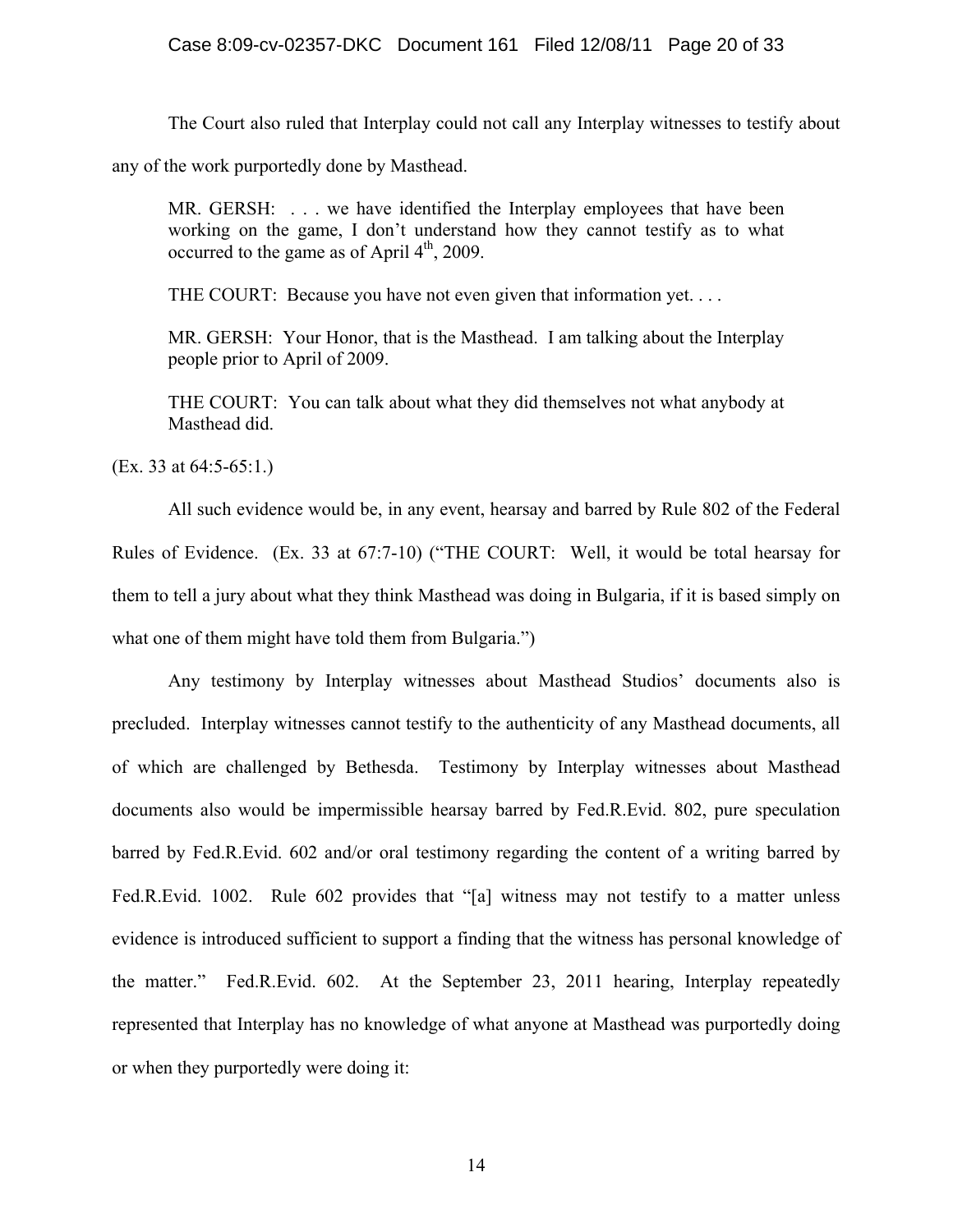The Court also ruled that Interplay could not call any Interplay witnesses to testify about any of the work purportedly done by Masthead.

> MR. GERSH: . . . we have identified the Interplay employees that have been working on the game, I don't understand how they cannot testify as to what occurred to the game as of April 4th, 2009.
>
> THE COURT: Because you have not even given that information yet. . . .
>
> MR. GERSH: Your Honor, that is the Masthead. I am talking about the Interplay people prior to April of 2009.
>
> THE COURT: You can talk about what they did themselves not what anybody at Masthead did.

(Ex. 33 at 64:5-65:1.)

All such evidence would be, in any event, hearsay and barred by Rule 802 of the Federal Rules of Evidence. (Ex. 33 at 67:7-10) ("THE COURT: Well, it would be total hearsay for them to tell a jury about what they think Masthead was doing in Bulgaria, if it is based simply on what one of them might have told them from Bulgaria.")

Any testimony by Interplay witnesses about Masthead Studios' documents also is precluded. Interplay witnesses cannot testify to the authenticity of any Masthead documents, all of which are challenged by Bethesda. Testimony by Interplay witnesses about Masthead documents also would be impermissible hearsay barred by Fed.R.Evid. 802, pure speculation barred by Fed.R.Evid. 602 and/or oral testimony regarding the content of a writing barred by Fed.R.Evid. 1002. Rule 602 provides that "[a] witness may not testify to a matter unless evidence is introduced sufficient to support a finding that the witness has personal knowledge of the matter." Fed.R.Evid. 602. At the September 23, 2011 hearing, Interplay repeatedly represented that Interplay has no knowledge of what anyone at Masthead was purportedly doing or when they purportedly were doing it: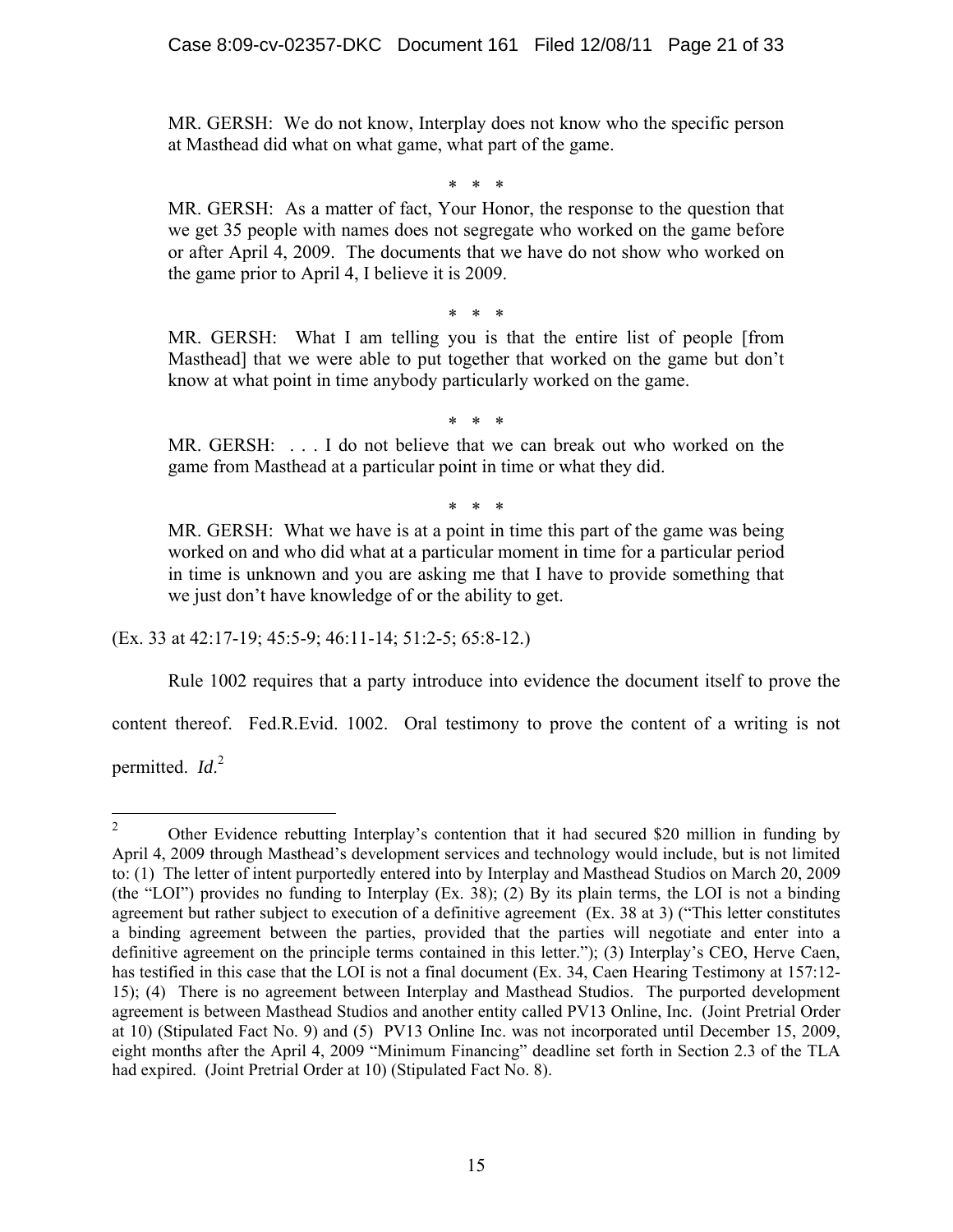MR. GERSH: We do not know, Interplay does not know who the specific person at Masthead did what on what game, what part of the game.

\* \* \*

MR. GERSH: As a matter of fact, Your Honor, the response to the question that we get 35 people with names does not segregate who worked on the game before or after April 4, 2009. The documents that we have do not show who worked on the game prior to April 4, I believe it is 2009.

\* \* \*

MR. GERSH: What I am telling you is that the entire list of people [from Masthead] that we were able to put together that worked on the game but don't know at what point in time anybody particularly worked on the game.

\* \* \*

MR. GERSH: . . . I do not believe that we can break out who worked on the game from Masthead at a particular point in time or what they did.

\* \* \*

MR. GERSH: What we have is at a point in time this part of the game was being worked on and who did what at a particular moment in time for a particular period in time is unknown and you are asking me that I have to provide something that we just don't have knowledge of or the ability to get.

(Ex. 33 at 42:17-19; 45:5-9; 46:11-14; 51:2-5; 65:8-12.)

Rule 1002 requires that a party introduce into evidence the document itself to prove the content thereof. Fed.R.Evid. 1002. Oral testimony to prove the content of a writing is not permitted. *Id.*[2]

---

[2] Other Evidence rebutting Interplay's contention that it had secured $20 million in funding by April 4, 2009 through Masthead's development services and technology would include, but is not limited to: (1) The letter of intent purportedly entered into by Interplay and Masthead Studios on March 20, 2009 (the "LOI") provides no funding to Interplay (Ex. 38); (2) By its plain terms, the LOI is not a binding agreement but rather subject to execution of a definitive agreement (Ex. 38 at 3) ("This letter constitutes a binding agreement between the parties, provided that the parties will negotiate and enter into a definitive agreement on the principle terms contained in this letter."); (3) Interplay's CEO, Herve Caen, has testified in this case that the LOI is not a final document (Ex. 34, Caen Hearing Testimony at 157:12-15); (4) There is no agreement between Interplay and Masthead Studios. The purported development agreement is between Masthead Studios and another entity called PV13 Online, Inc. (Joint Pretrial Order at 10) (Stipulated Fact No. 9) and (5) PV13 Online Inc. was not incorporated until December 15, 2009, eight months after the April 4, 2009 "Minimum Financing" deadline set forth in Section 2.3 of the TLA had expired. (Joint Pretrial Order at 10) (Stipulated Fact No. 8).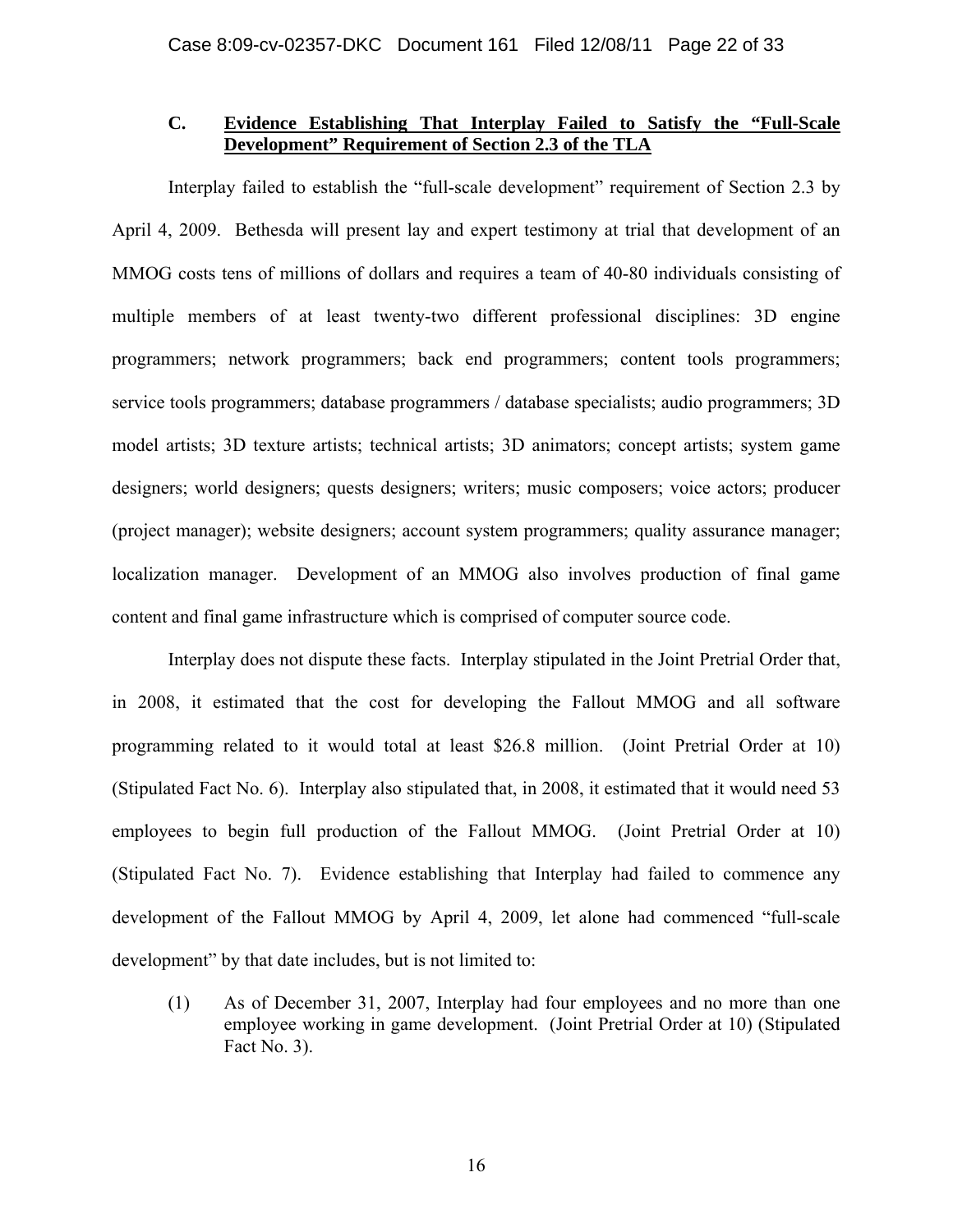### C. **Evidence Establishing That Interplay Failed to Satisfy the "Full-Scale Development" Requirement of Section 2.3 of the TLA**

Interplay failed to establish the "full-scale development" requirement of Section 2.3 by April 4, 2009. Bethesda will present lay and expert testimony at trial that development of an MMOG costs tens of millions of dollars and requires a team of 40-80 individuals consisting of multiple members of at least twenty-two different professional disciplines: 3D engine programmers; network programmers; back end programmers; content tools programmers; service tools programmers; database programmers / database specialists; audio programmers; 3D model artists; 3D texture artists; technical artists; 3D animators; concept artists; system game designers; world designers; quests designers; writers; music composers; voice actors; producer (project manager); website designers; account system programmers; quality assurance manager; localization manager. Development of an MMOG also involves production of final game content and final game infrastructure which is comprised of computer source code.

Interplay does not dispute these facts. Interplay stipulated in the Joint Pretrial Order that, in 2008, it estimated that the cost for developing the Fallout MMOG and all software programming related to it would total at least $26.8 million. (Joint Pretrial Order at 10) (Stipulated Fact No. 6). Interplay also stipulated that, in 2008, it estimated that it would need 53 employees to begin full production of the Fallout MMOG. (Joint Pretrial Order at 10) (Stipulated Fact No. 7). Evidence establishing that Interplay had failed to commence any development of the Fallout MMOG by April 4, 2009, let alone had commenced "full-scale development" by that date includes, but is not limited to:

(1) As of December 31, 2007, Interplay had four employees and no more than one employee working in game development. (Joint Pretrial Order at 10) (Stipulated Fact No. 3).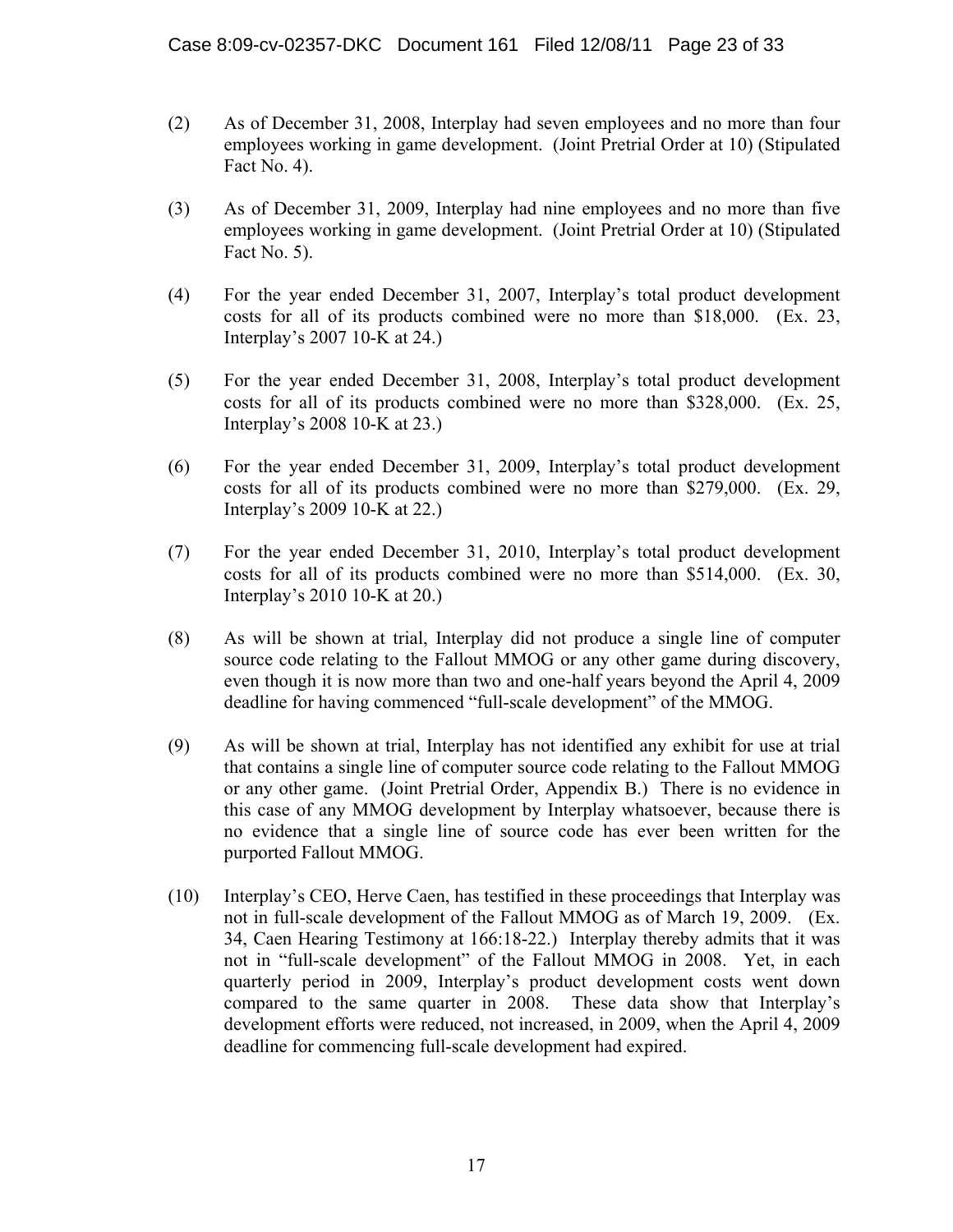(2) As of December 31, 2008, Interplay had seven employees and no more than four employees working in game development. (Joint Pretrial Order at 10) (Stipulated Fact No. 4).

(3) As of December 31, 2009, Interplay had nine employees and no more than five employees working in game development. (Joint Pretrial Order at 10) (Stipulated Fact No. 5).

(4) For the year ended December 31, 2007, Interplay's total product development costs for all of its products combined were no more than $18,000. (Ex. 23, Interplay's 2007 10-K at 24.)

(5) For the year ended December 31, 2008, Interplay's total product development costs for all of its products combined were no more than $328,000. (Ex. 25, Interplay's 2008 10-K at 23.)

(6) For the year ended December 31, 2009, Interplay's total product development costs for all of its products combined were no more than $279,000. (Ex. 29, Interplay's 2009 10-K at 22.)

(7) For the year ended December 31, 2010, Interplay's total product development costs for all of its products combined were no more than $514,000. (Ex. 30, Interplay's 2010 10-K at 20.)

(8) As will be shown at trial, Interplay did not produce a single line of computer source code relating to the Fallout MMOG or any other game during discovery, even though it is now more than two and one-half years beyond the April 4, 2009 deadline for having commenced "full-scale development" of the MMOG.

(9) As will be shown at trial, Interplay has not identified any exhibit for use at trial that contains a single line of computer source code relating to the Fallout MMOG or any other game. (Joint Pretrial Order, Appendix B.) There is no evidence in this case of any MMOG development by Interplay whatsoever, because there is no evidence that a single line of source code has ever been written for the purported Fallout MMOG.

(10) Interplay's CEO, Herve Caen, has testified in these proceedings that Interplay was not in full-scale development of the Fallout MMOG as of March 19, 2009. (Ex. 34, Caen Hearing Testimony at 166:18-22.) Interplay thereby admits that it was not in "full-scale development" of the Fallout MMOG in 2008. Yet, in each quarterly period in 2009, Interplay's product development costs went down compared to the same quarter in 2008. These data show that Interplay's development efforts were reduced, not increased, in 2009, when the April 4, 2009 deadline for commencing full-scale development had expired.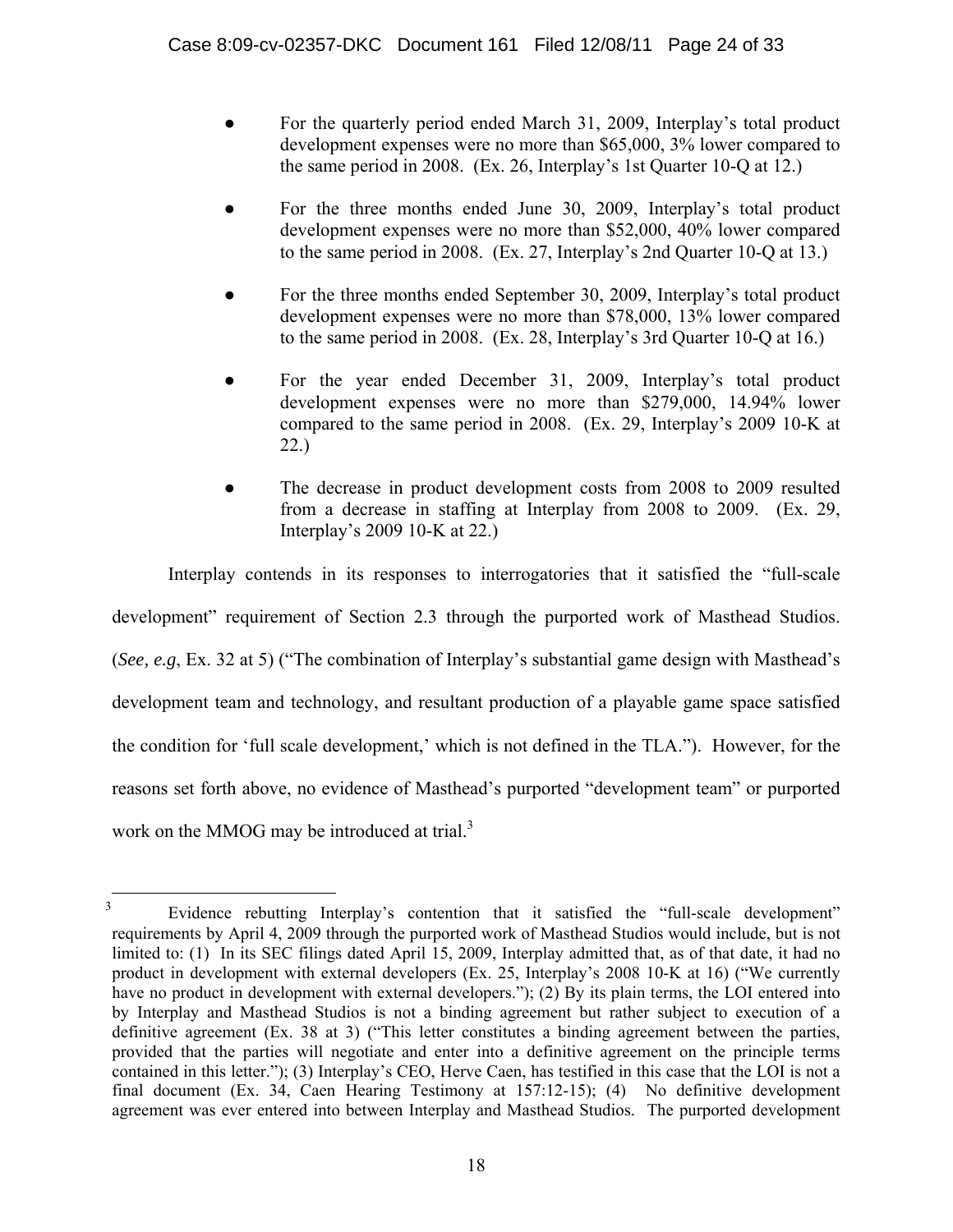- For the quarterly period ended March 31, 2009, Interplay's total product development expenses were no more than $65,000, 3% lower compared to the same period in 2008. (Ex. 26, Interplay's 1st Quarter 10-Q at 12.)
- For the three months ended June 30, 2009, Interplay's total product development expenses were no more than $52,000, 40% lower compared to the same period in 2008. (Ex. 27, Interplay's 2nd Quarter 10-Q at 13.)
- For the three months ended September 30, 2009, Interplay's total product development expenses were no more than $78,000, 13% lower compared to the same period in 2008. (Ex. 28, Interplay's 3rd Quarter 10-Q at 16.)
- For the year ended December 31, 2009, Interplay's total product development expenses were no more than $279,000, 14.94% lower compared to the same period in 2008. (Ex. 29, Interplay's 2009 10-K at 22.)
- The decrease in product development costs from 2008 to 2009 resulted from a decrease in staffing at Interplay from 2008 to 2009. (Ex. 29, Interplay's 2009 10-K at 22.)

Interplay contends in its responses to interrogatories that it satisfied the "full-scale development" requirement of Section 2.3 through the purported work of Masthead Studios. (*See, e.g*, Ex. 32 at 5) ("The combination of Interplay's substantial game design with Masthead's development team and technology, and resultant production of a playable game space satisfied the condition for 'full scale development,' which is not defined in the TLA."). However, for the reasons set forth above, no evidence of Masthead's purported "development team" or purported work on the MMOG may be introduced at trial.[3]

[3] Evidence rebutting Interplay's contention that it satisfied the "full-scale development" requirements by April 4, 2009 through the purported work of Masthead Studios would include, but is not limited to: (1) In its SEC filings dated April 15, 2009, Interplay admitted that, as of that date, it had no product in development with external developers (Ex. 25, Interplay's 2008 10-K at 16) ("We currently have no product in development with external developers."); (2) By its plain terms, the LOI entered into by Interplay and Masthead Studios is not a binding agreement but rather subject to execution of a definitive agreement (Ex. 38 at 3) ("This letter constitutes a binding agreement between the parties, provided that the parties will negotiate and enter into a definitive agreement on the principle terms contained in this letter."); (3) Interplay's CEO, Herve Caen, has testified in this case that the LOI is not a final document (Ex. 34, Caen Hearing Testimony at 157:12-15); (4) No definitive development agreement was ever entered into between Interplay and Masthead Studios. The purported development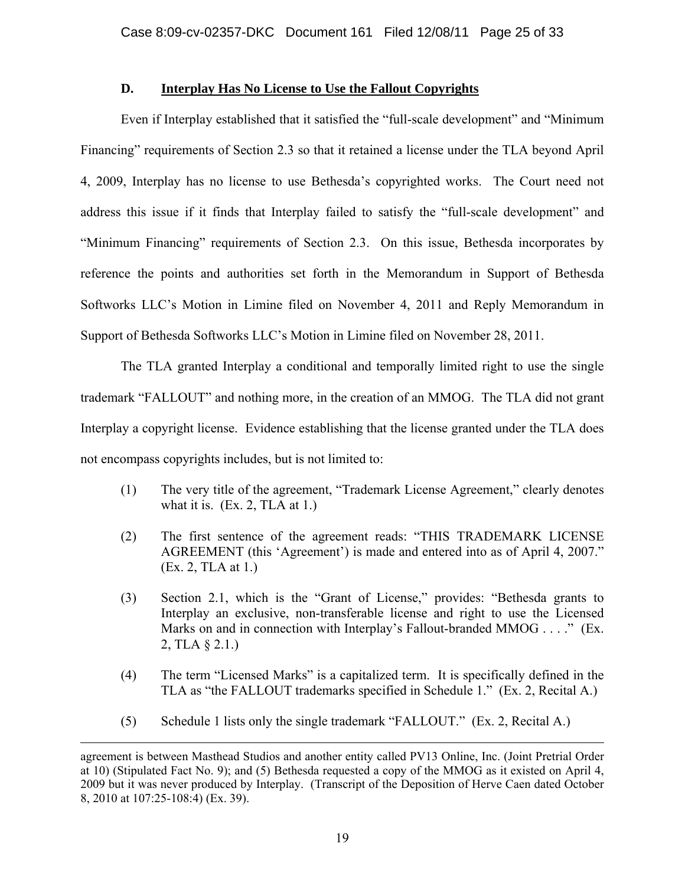### D. Interplay Has No License to Use the Fallout Copyrights

Even if Interplay established that it satisfied the "full-scale development" and "Minimum Financing" requirements of Section 2.3 so that it retained a license under the TLA beyond April 4, 2009, Interplay has no license to use Bethesda's copyrighted works. The Court need not address this issue if it finds that Interplay failed to satisfy the "full-scale development" and "Minimum Financing" requirements of Section 2.3. On this issue, Bethesda incorporates by reference the points and authorities set forth in the Memorandum in Support of Bethesda Softworks LLC's Motion in Limine filed on November 4, 2011 and Reply Memorandum in Support of Bethesda Softworks LLC's Motion in Limine filed on November 28, 2011.

The TLA granted Interplay a conditional and temporally limited right to use the single trademark "FALLOUT" and nothing more, in the creation of an MMOG. The TLA did not grant Interplay a copyright license. Evidence establishing that the license granted under the TLA does not encompass copyrights includes, but is not limited to:

(1) The very title of the agreement, "Trademark License Agreement," clearly denotes what it is. (Ex. 2, TLA at 1.)

(2) The first sentence of the agreement reads: "THIS TRADEMARK LICENSE AGREEMENT (this 'Agreement') is made and entered into as of April 4, 2007." (Ex. 2, TLA at 1.)

(3) Section 2.1, which is the "Grant of License," provides: "Bethesda grants to Interplay an exclusive, non-transferable license and right to use the Licensed Marks on and in connection with Interplay's Fallout-branded MMOG . . . ." (Ex. 2, TLA § 2.1.)

(4) The term "Licensed Marks" is a capitalized term. It is specifically defined in the TLA as "the FALLOUT trademarks specified in Schedule 1." (Ex. 2, Recital A.)

(5) Schedule 1 lists only the single trademark "FALLOUT." (Ex. 2, Recital A.)

---

agreement is between Masthead Studios and another entity called PV13 Online, Inc. (Joint Pretrial Order at 10) (Stipulated Fact No. 9); and (5) Bethesda requested a copy of the MMOG as it existed on April 4, 2009 but it was never produced by Interplay. (Transcript of the Deposition of Herve Caen dated October 8, 2010 at 107:25-108:4) (Ex. 39).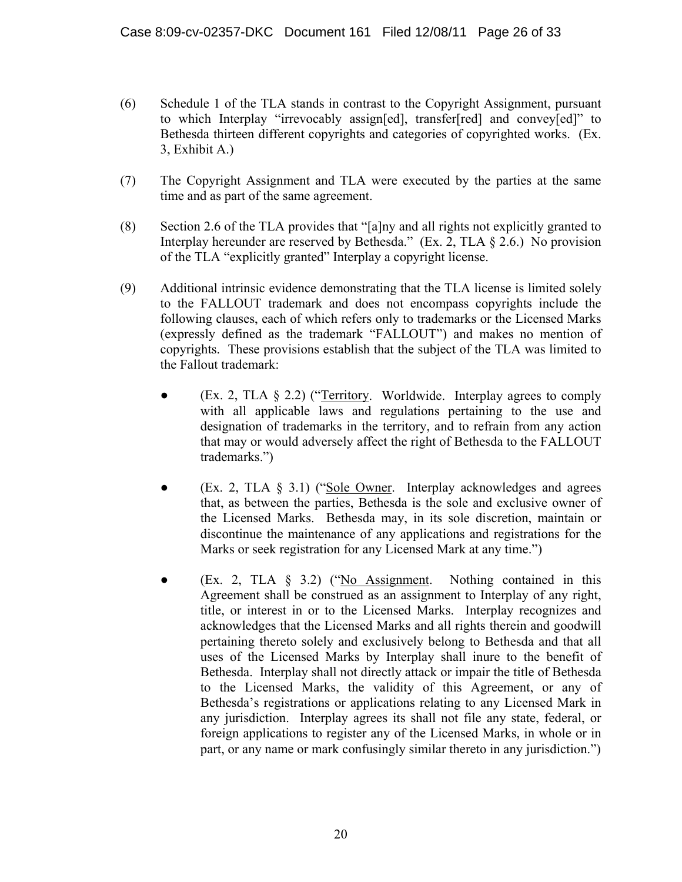(6) Schedule 1 of the TLA stands in contrast to the Copyright Assignment, pursuant to which Interplay "irrevocably assign[ed], transfer[red] and convey[ed]" to Bethesda thirteen different copyrights and categories of copyrighted works. (Ex. 3, Exhibit A.)

(7) The Copyright Assignment and TLA were executed by the parties at the same time and as part of the same agreement.

(8) Section 2.6 of the TLA provides that "[a]ny and all rights not explicitly granted to Interplay hereunder are reserved by Bethesda." (Ex. 2, TLA § 2.6.) No provision of the TLA "explicitly granted" Interplay a copyright license.

(9) Additional intrinsic evidence demonstrating that the TLA license is limited solely to the FALLOUT trademark and does not encompass copyrights include the following clauses, each of which refers only to trademarks or the Licensed Marks (expressly defined as the trademark "FALLOUT") and makes no mention of copyrights. These provisions establish that the subject of the TLA was limited to the Fallout trademark:

- (Ex. 2, TLA § 2.2) ("Territory. Worldwide. Interplay agrees to comply with all applicable laws and regulations pertaining to the use and designation of trademarks in the territory, and to refrain from any action that may or would adversely affect the right of Bethesda to the FALLOUT trademarks.")

- (Ex. 2, TLA § 3.1) ("Sole Owner. Interplay acknowledges and agrees that, as between the parties, Bethesda is the sole and exclusive owner of the Licensed Marks. Bethesda may, in its sole discretion, maintain or discontinue the maintenance of any applications and registrations for the Marks or seek registration for any Licensed Mark at any time.")

- (Ex. 2, TLA § 3.2) ("No Assignment. Nothing contained in this Agreement shall be construed as an assignment to Interplay of any right, title, or interest in or to the Licensed Marks. Interplay recognizes and acknowledges that the Licensed Marks and all rights therein and goodwill pertaining thereto solely and exclusively belong to Bethesda and that all uses of the Licensed Marks by Interplay shall inure to the benefit of Bethesda. Interplay shall not directly attack or impair the title of Bethesda to the Licensed Marks, the validity of this Agreement, or any of Bethesda's registrations or applications relating to any Licensed Mark in any jurisdiction. Interplay agrees its shall not file any state, federal, or foreign applications to register any of the Licensed Marks, in whole or in part, or any name or mark confusingly similar thereto in any jurisdiction.")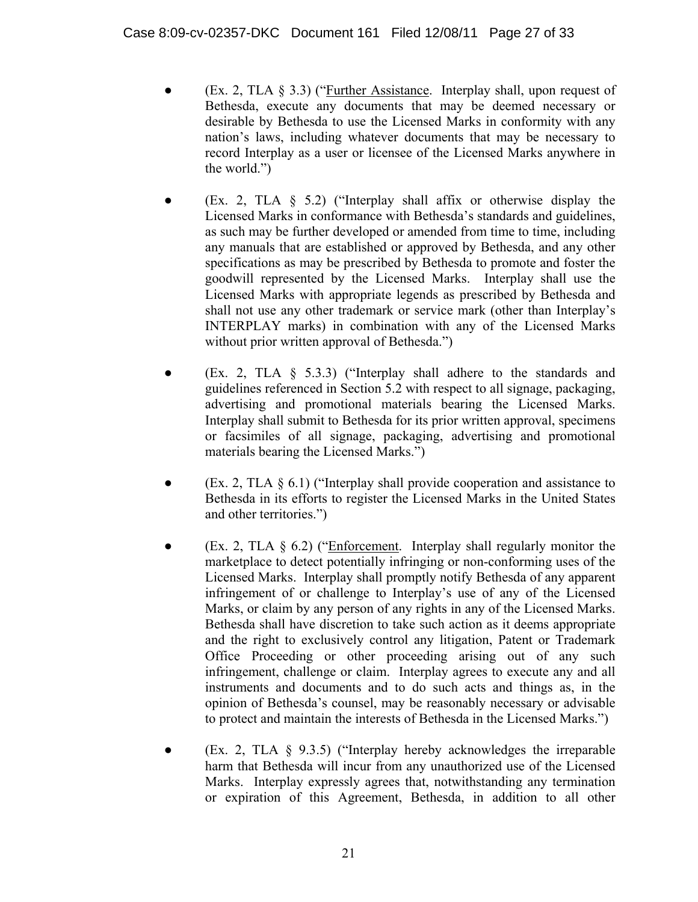- (Ex. 2, TLA § 3.3) ("<u>Further Assistance</u>. Interplay shall, upon request of Bethesda, execute any documents that may be deemed necessary or desirable by Bethesda to use the Licensed Marks in conformity with any nation's laws, including whatever documents that may be necessary to record Interplay as a user or licensee of the Licensed Marks anywhere in the world.")

- (Ex. 2, TLA § 5.2) ("Interplay shall affix or otherwise display the Licensed Marks in conformance with Bethesda's standards and guidelines, as such may be further developed or amended from time to time, including any manuals that are established or approved by Bethesda, and any other specifications as may be prescribed by Bethesda to promote and foster the goodwill represented by the Licensed Marks. Interplay shall use the Licensed Marks with appropriate legends as prescribed by Bethesda and shall not use any other trademark or service mark (other than Interplay's INTERPLAY marks) in combination with any of the Licensed Marks without prior written approval of Bethesda.")

- (Ex. 2, TLA § 5.3.3) ("Interplay shall adhere to the standards and guidelines referenced in Section 5.2 with respect to all signage, packaging, advertising and promotional materials bearing the Licensed Marks. Interplay shall submit to Bethesda for its prior written approval, specimens or facsimiles of all signage, packaging, advertising and promotional materials bearing the Licensed Marks.")

- (Ex. 2, TLA § 6.1) ("Interplay shall provide cooperation and assistance to Bethesda in its efforts to register the Licensed Marks in the United States and other territories.")

- (Ex. 2, TLA § 6.2) ("<u>Enforcement</u>. Interplay shall regularly monitor the marketplace to detect potentially infringing or non-conforming uses of the Licensed Marks. Interplay shall promptly notify Bethesda of any apparent infringement of or challenge to Interplay's use of any of the Licensed Marks, or claim by any person of any rights in any of the Licensed Marks. Bethesda shall have discretion to take such action as it deems appropriate and the right to exclusively control any litigation, Patent or Trademark Office Proceeding or other proceeding arising out of any such infringement, challenge or claim. Interplay agrees to execute any and all instruments and documents and to do such acts and things as, in the opinion of Bethesda's counsel, may be reasonably necessary or advisable to protect and maintain the interests of Bethesda in the Licensed Marks.")

- (Ex. 2, TLA § 9.3.5) ("Interplay hereby acknowledges the irreparable harm that Bethesda will incur from any unauthorized use of the Licensed Marks. Interplay expressly agrees that, notwithstanding any termination or expiration of this Agreement, Bethesda, in addition to all other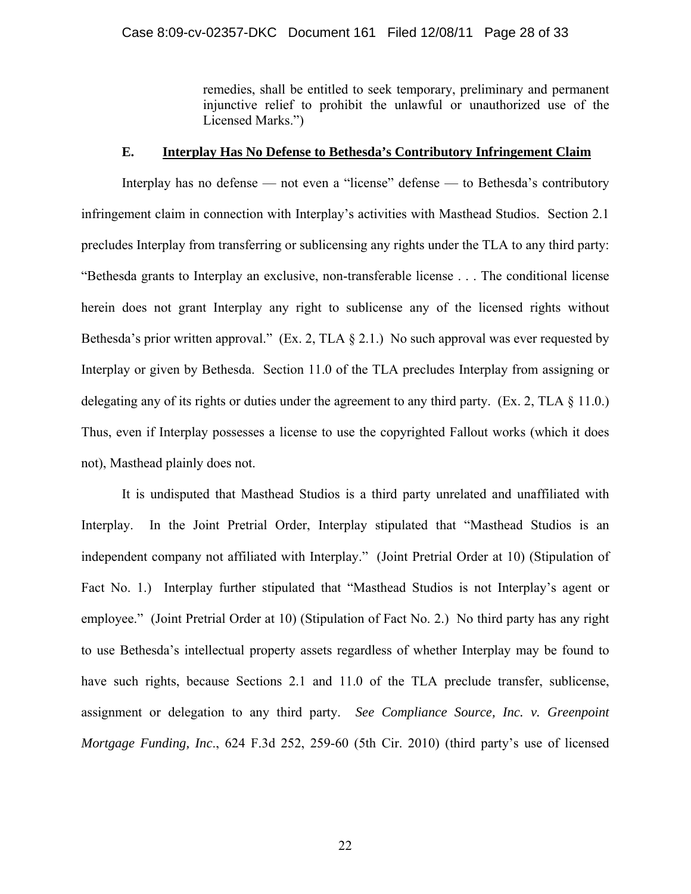> remedies, shall be entitled to seek temporary, preliminary and permanent injunctive relief to prohibit the unlawful or unauthorized use of the Licensed Marks.")

### E. Interplay Has No Defense to Bethesda's Contributory Infringement Claim

Interplay has no defense — not even a "license" defense — to Bethesda's contributory infringement claim in connection with Interplay's activities with Masthead Studios. Section 2.1 precludes Interplay from transferring or sublicensing any rights under the TLA to any third party: "Bethesda grants to Interplay an exclusive, non-transferable license . . . The conditional license herein does not grant Interplay any right to sublicense any of the licensed rights without Bethesda's prior written approval." (Ex. 2, TLA § 2.1.) No such approval was ever requested by Interplay or given by Bethesda. Section 11.0 of the TLA precludes Interplay from assigning or delegating any of its rights or duties under the agreement to any third party. (Ex. 2, TLA § 11.0.) Thus, even if Interplay possesses a license to use the copyrighted Fallout works (which it does not), Masthead plainly does not.

It is undisputed that Masthead Studios is a third party unrelated and unaffiliated with Interplay. In the Joint Pretrial Order, Interplay stipulated that "Masthead Studios is an independent company not affiliated with Interplay." (Joint Pretrial Order at 10) (Stipulation of Fact No. 1.) Interplay further stipulated that "Masthead Studios is not Interplay's agent or employee." (Joint Pretrial Order at 10) (Stipulation of Fact No. 2.) No third party has any right to use Bethesda's intellectual property assets regardless of whether Interplay may be found to have such rights, because Sections 2.1 and 11.0 of the TLA preclude transfer, sublicense, assignment or delegation to any third party. *See Compliance Source, Inc. v. Greenpoint Mortgage Funding, Inc.*, 624 F.3d 252, 259-60 (5th Cir. 2010) (third party's use of licensed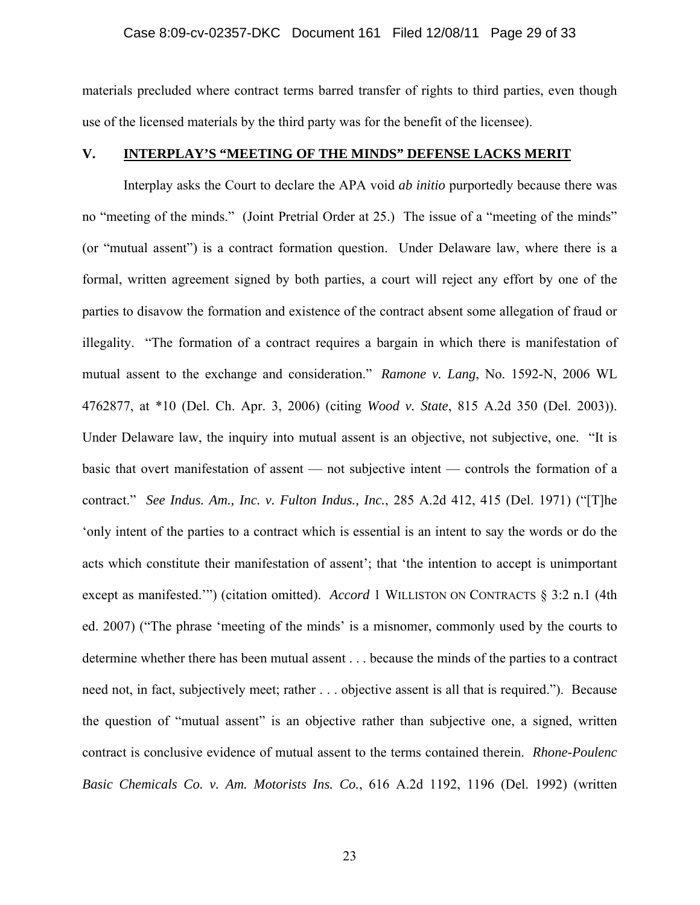materials precluded where contract terms barred transfer of rights to third parties, even though use of the licensed materials by the third party was for the benefit of the licensee).

## V. INTERPLAY'S "MEETING OF THE MINDS" DEFENSE LACKS MERIT

Interplay asks the Court to declare the APA void *ab initio* purportedly because there was no "meeting of the minds." (Joint Pretrial Order at 25.) The issue of a "meeting of the minds" (or "mutual assent") is a contract formation question. Under Delaware law, where there is a formal, written agreement signed by both parties, a court will reject any effort by one of the parties to disavow the formation and existence of the contract absent some allegation of fraud or illegality. "The formation of a contract requires a bargain in which there is manifestation of mutual assent to the exchange and consideration." *Ramone v. Lang*, No. 1592-N, 2006 WL 4762877, at *10 (Del. Ch. Apr. 3, 2006) (citing *Wood v. State*, 815 A.2d 350 (Del. 2003)). Under Delaware law, the inquiry into mutual assent is an objective, not subjective, one. "It is basic that overt manifestation of assent — not subjective intent — controls the formation of a contract." *See Indus. Am., Inc. v. Fulton Indus., Inc.*, 285 A.2d 412, 415 (Del. 1971) ("[T]he 'only intent of the parties to a contract which is essential is an intent to say the words or do the acts which constitute their manifestation of assent'; that 'the intention to accept is unimportant except as manifested.'") (citation omitted). *Accord* 1 WILLISTON ON CONTRACTS § 3:2 n.1 (4th ed. 2007) ("The phrase 'meeting of the minds' is a misnomer, commonly used by the courts to determine whether there has been mutual assent . . . because the minds of the parties to a contract need not, in fact, subjectively meet; rather . . . objective assent is all that is required."). Because the question of "mutual assent" is an objective rather than subjective one, a signed, written contract is conclusive evidence of mutual assent to the terms contained therein. *Rhone-Poulenc Basic Chemicals Co. v. Am. Motorists Ins. Co.*, 616 A.2d 1192, 1196 (Del. 1992) (written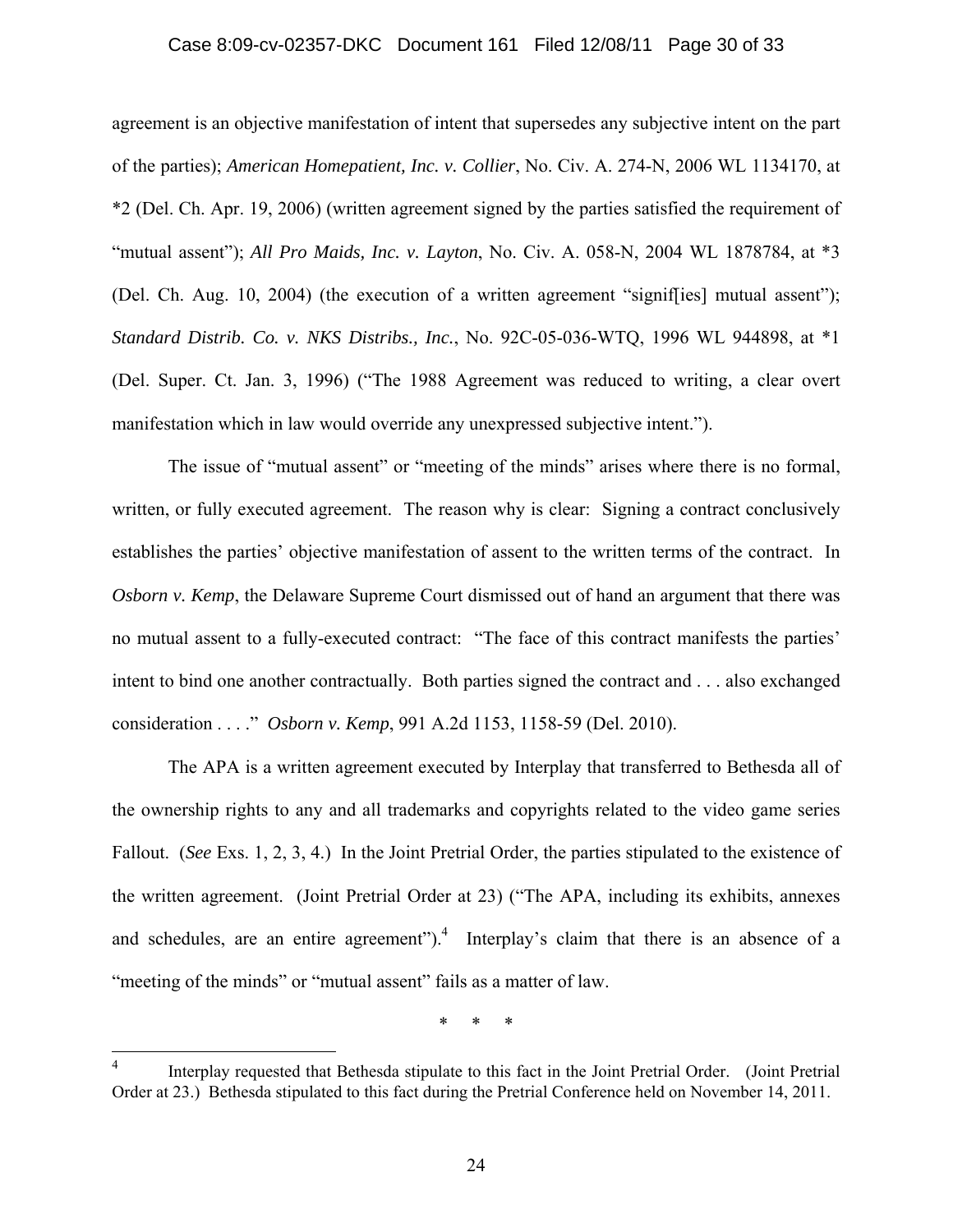agreement is an objective manifestation of intent that supersedes any subjective intent on the part of the parties); *American Homepatient, Inc. v. Collier*, No. Civ. A. 274-N, 2006 WL 1134170, at *2 (Del. Ch. Apr. 19, 2006) (written agreement signed by the parties satisfied the requirement of "mutual assent"); *All Pro Maids, Inc. v. Layton*, No. Civ. A. 058-N, 2004 WL 1878784, at *3 (Del. Ch. Aug. 10, 2004) (the execution of a written agreement "signif[ies] mutual assent"); *Standard Distrib. Co. v. NKS Distribs., Inc.*, No. 92C-05-036-WTQ, 1996 WL 944898, at *1 (Del. Super. Ct. Jan. 3, 1996) ("The 1988 Agreement was reduced to writing, a clear overt manifestation which in law would override any unexpressed subjective intent.").

The issue of "mutual assent" or "meeting of the minds" arises where there is no formal, written, or fully executed agreement. The reason why is clear: Signing a contract conclusively establishes the parties' objective manifestation of assent to the written terms of the contract. In *Osborn v. Kemp*, the Delaware Supreme Court dismissed out of hand an argument that there was no mutual assent to a fully-executed contract: "The face of this contract manifests the parties' intent to bind one another contractually. Both parties signed the contract and . . . also exchanged consideration . . . ." *Osborn v. Kemp*, 991 A.2d 1153, 1158-59 (Del. 2010).

The APA is a written agreement executed by Interplay that transferred to Bethesda all of the ownership rights to any and all trademarks and copyrights related to the video game series Fallout. (*See* Exs. 1, 2, 3, 4.) In the Joint Pretrial Order, the parties stipulated to the existence of the written agreement. (Joint Pretrial Order at 23) ("The APA, including its exhibits, annexes and schedules, are an entire agreement").[4] Interplay's claim that there is an absence of a "meeting of the minds" or "mutual assent" fails as a matter of law.

\* \* \*

[4] Interplay requested that Bethesda stipulate to this fact in the Joint Pretrial Order. (Joint Pretrial Order at 23.) Bethesda stipulated to this fact during the Pretrial Conference held on November 14, 2011.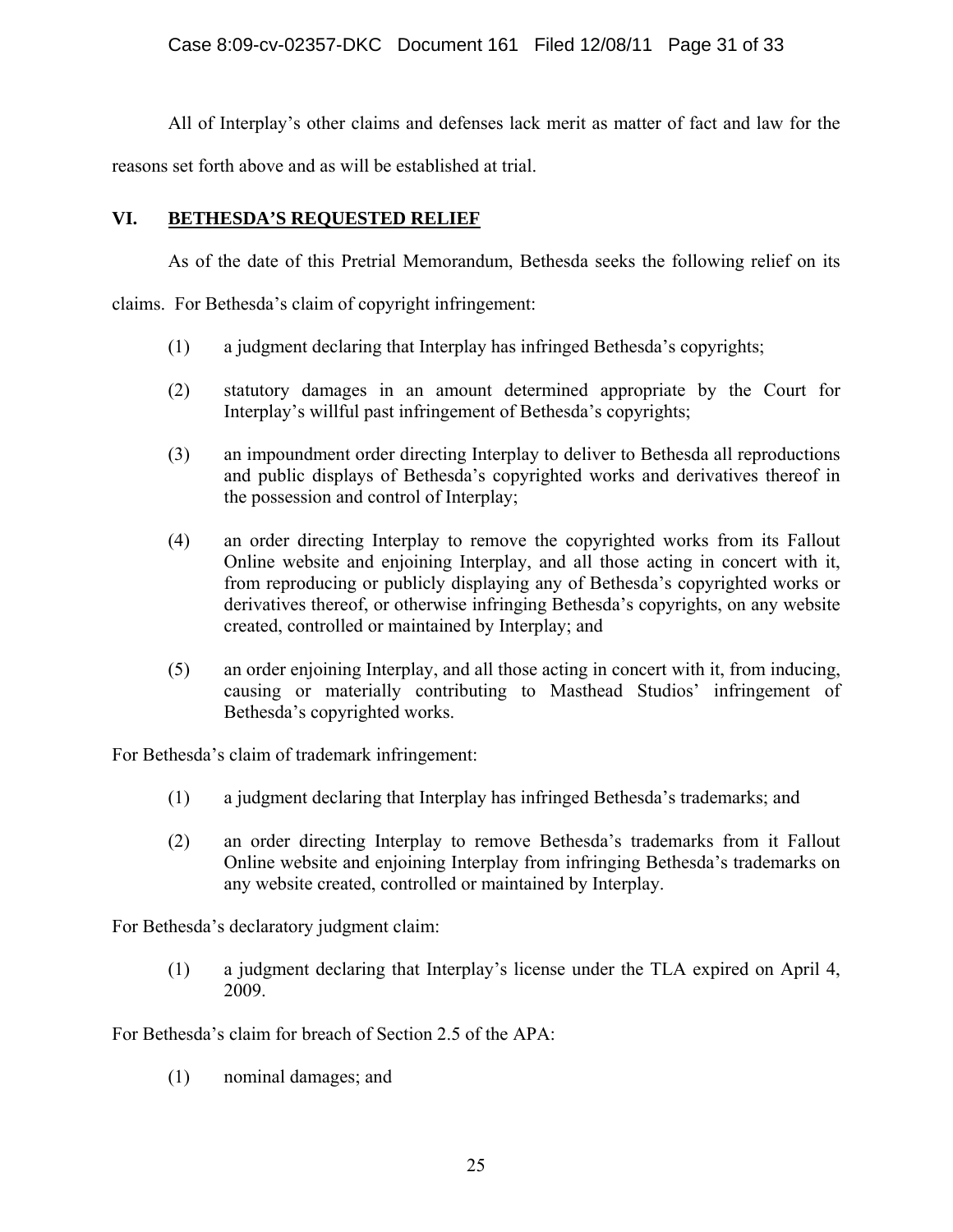All of Interplay's other claims and defenses lack merit as matter of fact and law for the reasons set forth above and as will be established at trial.

## VI. BETHESDA'S REQUESTED RELIEF

As of the date of this Pretrial Memorandum, Bethesda seeks the following relief on its claims. For Bethesda's claim of copyright infringement:

(1) a judgment declaring that Interplay has infringed Bethesda's copyrights;

(2) statutory damages in an amount determined appropriate by the Court for Interplay's willful past infringement of Bethesda's copyrights;

(3) an impoundment order directing Interplay to deliver to Bethesda all reproductions and public displays of Bethesda's copyrighted works and derivatives thereof in the possession and control of Interplay;

(4) an order directing Interplay to remove the copyrighted works from its Fallout Online website and enjoining Interplay, and all those acting in concert with it, from reproducing or publicly displaying any of Bethesda's copyrighted works or derivatives thereof, or otherwise infringing Bethesda's copyrights, on any website created, controlled or maintained by Interplay; and

(5) an order enjoining Interplay, and all those acting in concert with it, from inducing, causing or materially contributing to Masthead Studios' infringement of Bethesda's copyrighted works.

For Bethesda's claim of trademark infringement:

(1) a judgment declaring that Interplay has infringed Bethesda's trademarks; and

(2) an order directing Interplay to remove Bethesda's trademarks from it Fallout Online website and enjoining Interplay from infringing Bethesda's trademarks on any website created, controlled or maintained by Interplay.

For Bethesda's declaratory judgment claim:

(1) a judgment declaring that Interplay's license under the TLA expired on April 4, 2009.

For Bethesda's claim for breach of Section 2.5 of the APA:

(1) nominal damages; and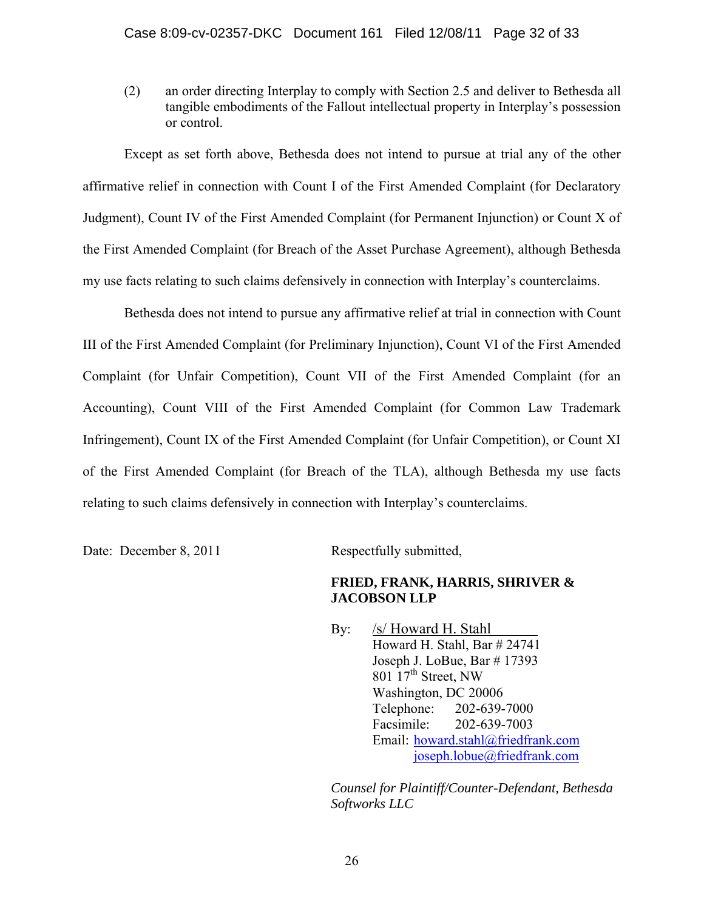(2) an order directing Interplay to comply with Section 2.5 and deliver to Bethesda all tangible embodiments of the Fallout intellectual property in Interplay's possession or control.

Except as set forth above, Bethesda does not intend to pursue at trial any of the other affirmative relief in connection with Count I of the First Amended Complaint (for Declaratory Judgment), Count IV of the First Amended Complaint (for Permanent Injunction) or Count X of the First Amended Complaint (for Breach of the Asset Purchase Agreement), although Bethesda my use facts relating to such claims defensively in connection with Interplay's counterclaims.

Bethesda does not intend to pursue any affirmative relief at trial in connection with Count III of the First Amended Complaint (for Preliminary Injunction), Count VI of the First Amended Complaint (for Unfair Competition), Count VII of the First Amended Complaint (for an Accounting), Count VIII of the First Amended Complaint (for Common Law Trademark Infringement), Count IX of the First Amended Complaint (for Unfair Competition), or Count XI of the First Amended Complaint (for Breach of the TLA), although Bethesda my use facts relating to such claims defensively in connection with Interplay's counterclaims.

Date: December 8, 2011

Respectfully submitted,

**FRIED, FRANK, HARRIS, SHRIVER & JACOBSON LLP**

By: /s/ Howard H. Stahl
Howard H. Stahl, Bar # 24741
Joseph J. LoBue, Bar # 17393
801 17th Street, NW
Washington, DC 20006
Telephone: 202-639-7000
Facsimile: 202-639-7003
Email: howard.stahl@friedfrank.com
joseph.lobue@friedfrank.com

*Counsel for Plaintiff/Counter-Defendant, Bethesda Softworks LLC*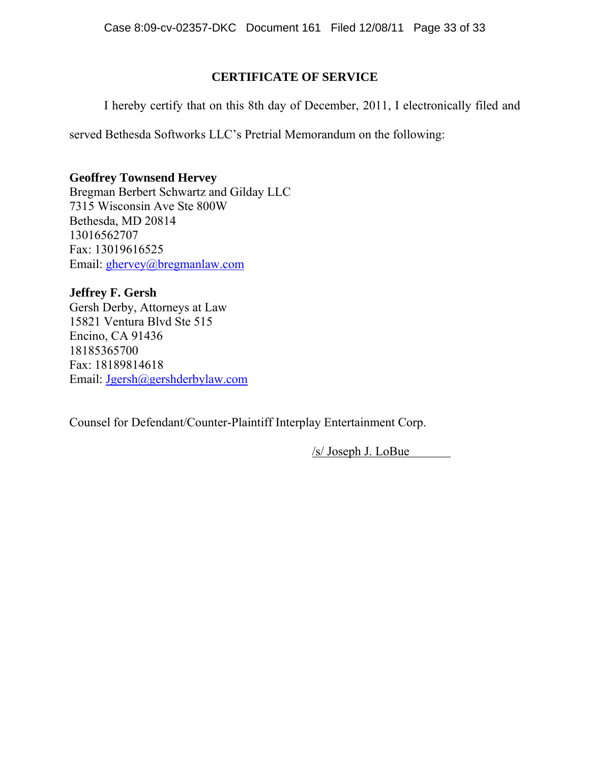## CERTIFICATE OF SERVICE

I hereby certify that on this 8th day of December, 2011, I electronically filed and served Bethesda Softworks LLC's Pretrial Memorandum on the following:

**Geoffrey Townsend Hervey**
Bregman Berbert Schwartz and Gilday LLC
7315 Wisconsin Ave Ste 800W
Bethesda, MD 20814
13016562707
Fax: 13019616525
Email: ghervey@bregmanlaw.com

**Jeffrey F. Gersh**
Gersh Derby, Attorneys at Law
15821 Ventura Blvd Ste 515
Encino, CA 91436
18185365700
Fax: 18189814618
Email: Jgersh@gershderbylaw.com

Counsel for Defendant/Counter-Plaintiff Interplay Entertainment Corp.

/s/ Joseph J. LoBue